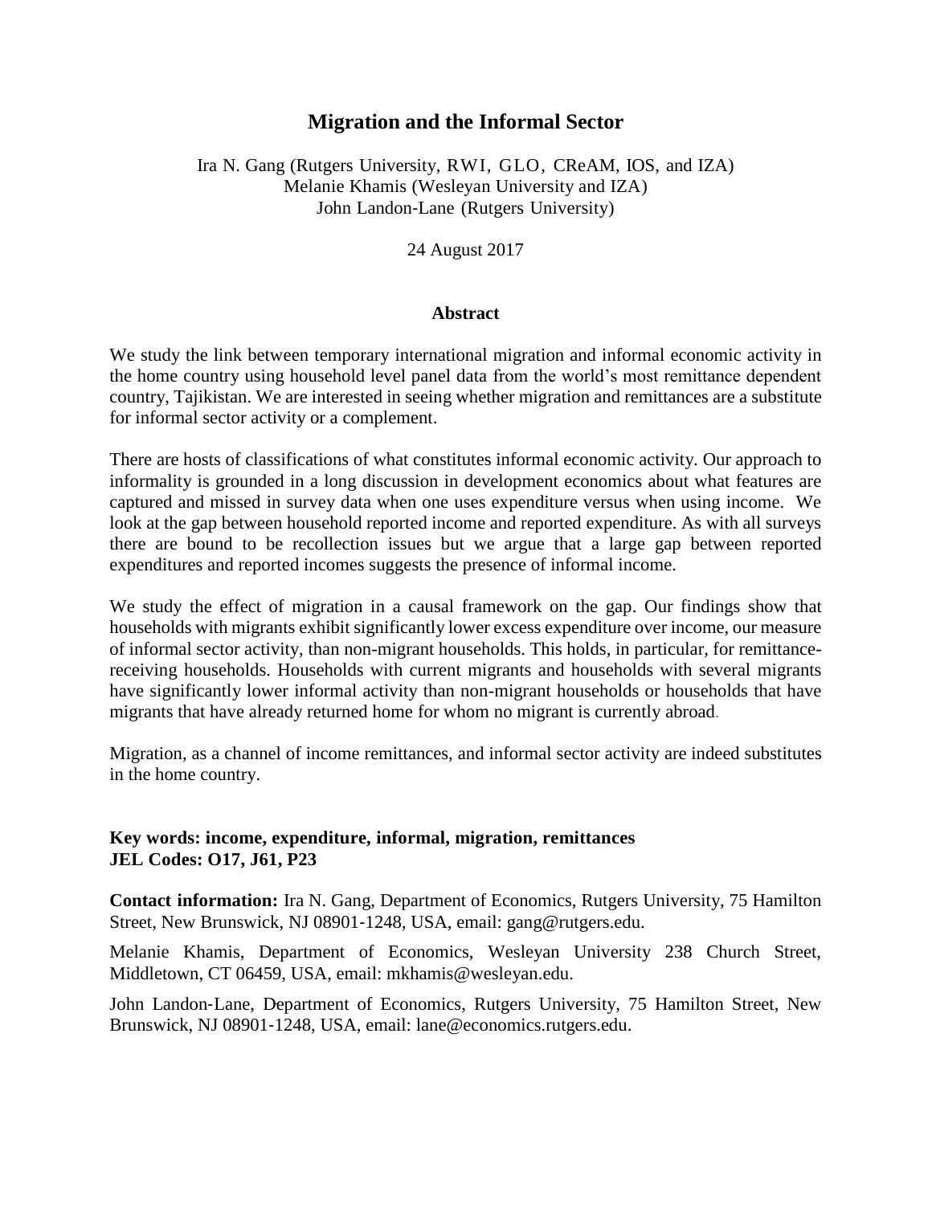# Migration and the Informal Sector

Ira N. Gang (Rutgers University, RWI, GLO, CReAM, IOS, and IZA)
Melanie Khamis (Wesleyan University and IZA)
John Landon-Lane (Rutgers University)

24 August 2017

## Abstract

We study the link between temporary international migration and informal economic activity in the home country using household level panel data from the world's most remittance dependent country, Tajikistan. We are interested in seeing whether migration and remittances are a substitute for informal sector activity or a complement.

There are hosts of classifications of what constitutes informal economic activity. Our approach to informality is grounded in a long discussion in development economics about what features are captured and missed in survey data when one uses expenditure versus when using income. We look at the gap between household reported income and reported expenditure. As with all surveys there are bound to be recollection issues but we argue that a large gap between reported expenditures and reported incomes suggests the presence of informal income.

We study the effect of migration in a causal framework on the gap. Our findings show that households with migrants exhibit significantly lower excess expenditure over income, our measure of informal sector activity, than non-migrant households. This holds, in particular, for remittance-receiving households. Households with current migrants and households with several migrants have significantly lower informal activity than non-migrant households or households that have migrants that have already returned home for whom no migrant is currently abroad.

Migration, as a channel of income remittances, and informal sector activity are indeed substitutes in the home country.

**Key words: income, expenditure, informal, migration, remittances**
**JEL Codes: O17, J61, P23**

**Contact information:** Ira N. Gang, Department of Economics, Rutgers University, 75 Hamilton Street, New Brunswick, NJ 08901-1248, USA, email: gang@rutgers.edu.

Melanie Khamis, Department of Economics, Wesleyan University 238 Church Street, Middletown, CT 06459, USA, email: mkhamis@wesleyan.edu.

John Landon-Lane, Department of Economics, Rutgers University, 75 Hamilton Street, New Brunswick, NJ 08901-1248, USA, email: lane@economics.rutgers.edu.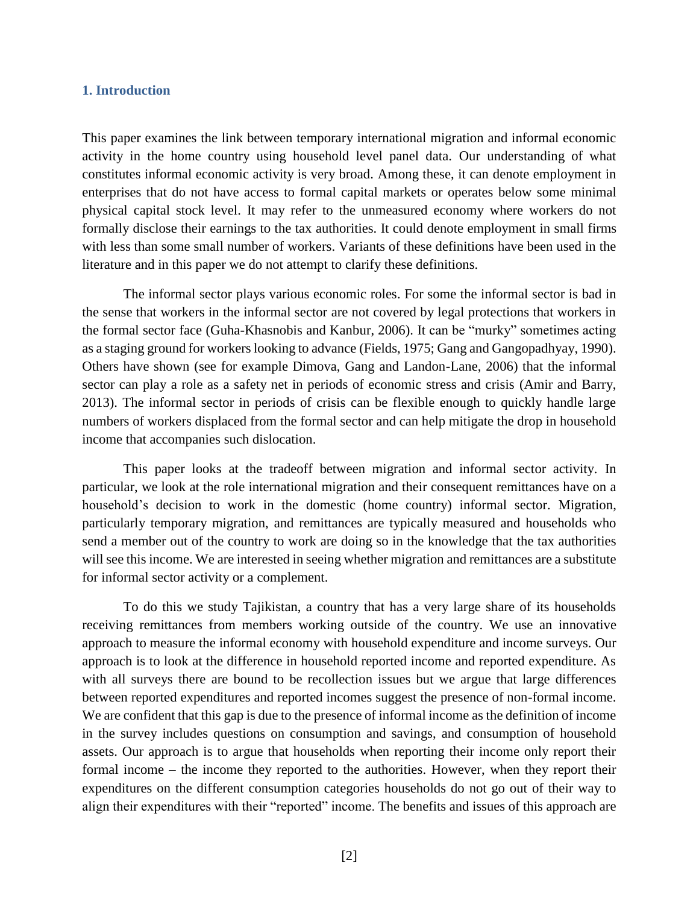## 1. Introduction

This paper examines the link between temporary international migration and informal economic activity in the home country using household level panel data. Our understanding of what constitutes informal economic activity is very broad. Among these, it can denote employment in enterprises that do not have access to formal capital markets or operates below some minimal physical capital stock level. It may refer to the unmeasured economy where workers do not formally disclose their earnings to the tax authorities. It could denote employment in small firms with less than some small number of workers. Variants of these definitions have been used in the literature and in this paper we do not attempt to clarify these definitions.

The informal sector plays various economic roles. For some the informal sector is bad in the sense that workers in the informal sector are not covered by legal protections that workers in the formal sector face (Guha-Khasnobis and Kanbur, 2006). It can be "murky" sometimes acting as a staging ground for workers looking to advance (Fields, 1975; Gang and Gangopadhyay, 1990). Others have shown (see for example Dimova, Gang and Landon-Lane, 2006) that the informal sector can play a role as a safety net in periods of economic stress and crisis (Amir and Barry, 2013). The informal sector in periods of crisis can be flexible enough to quickly handle large numbers of workers displaced from the formal sector and can help mitigate the drop in household income that accompanies such dislocation.

This paper looks at the tradeoff between migration and informal sector activity. In particular, we look at the role international migration and their consequent remittances have on a household's decision to work in the domestic (home country) informal sector. Migration, particularly temporary migration, and remittances are typically measured and households who send a member out of the country to work are doing so in the knowledge that the tax authorities will see this income. We are interested in seeing whether migration and remittances are a substitute for informal sector activity or a complement.

To do this we study Tajikistan, a country that has a very large share of its households receiving remittances from members working outside of the country. We use an innovative approach to measure the informal economy with household expenditure and income surveys. Our approach is to look at the difference in household reported income and reported expenditure. As with all surveys there are bound to be recollection issues but we argue that large differences between reported expenditures and reported incomes suggest the presence of non-formal income. We are confident that this gap is due to the presence of informal income as the definition of income in the survey includes questions on consumption and savings, and consumption of household assets. Our approach is to argue that households when reporting their income only report their formal income – the income they reported to the authorities. However, when they report their expenditures on the different consumption categories households do not go out of their way to align their expenditures with their "reported" income. The benefits and issues of this approach are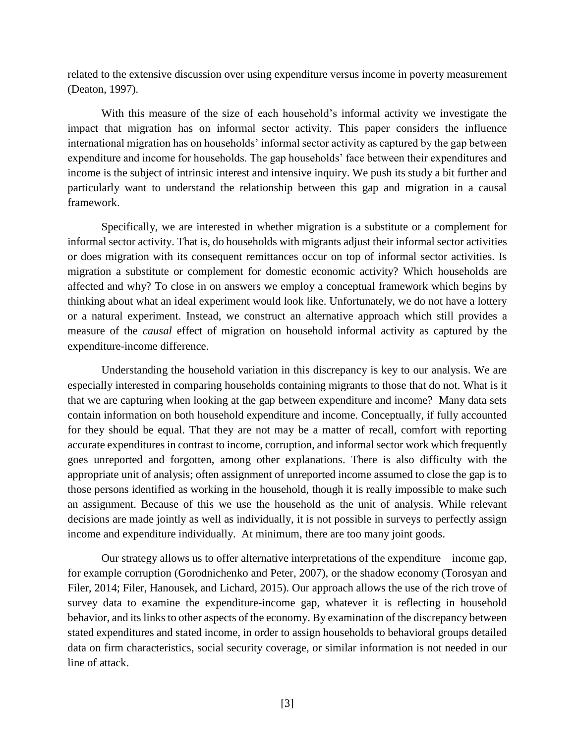related to the extensive discussion over using expenditure versus income in poverty measurement (Deaton, 1997).

With this measure of the size of each household's informal activity we investigate the impact that migration has on informal sector activity. This paper considers the influence international migration has on households' informal sector activity as captured by the gap between expenditure and income for households. The gap households' face between their expenditures and income is the subject of intrinsic interest and intensive inquiry. We push its study a bit further and particularly want to understand the relationship between this gap and migration in a causal framework.

Specifically, we are interested in whether migration is a substitute or a complement for informal sector activity. That is, do households with migrants adjust their informal sector activities or does migration with its consequent remittances occur on top of informal sector activities. Is migration a substitute or complement for domestic economic activity? Which households are affected and why? To close in on answers we employ a conceptual framework which begins by thinking about what an ideal experiment would look like. Unfortunately, we do not have a lottery or a natural experiment. Instead, we construct an alternative approach which still provides a measure of the *causal* effect of migration on household informal activity as captured by the expenditure-income difference.

Understanding the household variation in this discrepancy is key to our analysis. We are especially interested in comparing households containing migrants to those that do not. What is it that we are capturing when looking at the gap between expenditure and income? Many data sets contain information on both household expenditure and income. Conceptually, if fully accounted for they should be equal. That they are not may be a matter of recall, comfort with reporting accurate expenditures in contrast to income, corruption, and informal sector work which frequently goes unreported and forgotten, among other explanations. There is also difficulty with the appropriate unit of analysis; often assignment of unreported income assumed to close the gap is to those persons identified as working in the household, though it is really impossible to make such an assignment. Because of this we use the household as the unit of analysis. While relevant decisions are made jointly as well as individually, it is not possible in surveys to perfectly assign income and expenditure individually. At minimum, there are too many joint goods.

Our strategy allows us to offer alternative interpretations of the expenditure – income gap, for example corruption (Gorodnichenko and Peter, 2007), or the shadow economy (Torosyan and Filer, 2014; Filer, Hanousek, and Lichard, 2015). Our approach allows the use of the rich trove of survey data to examine the expenditure-income gap, whatever it is reflecting in household behavior, and its links to other aspects of the economy. By examination of the discrepancy between stated expenditures and stated income, in order to assign households to behavioral groups detailed data on firm characteristics, social security coverage, or similar information is not needed in our line of attack.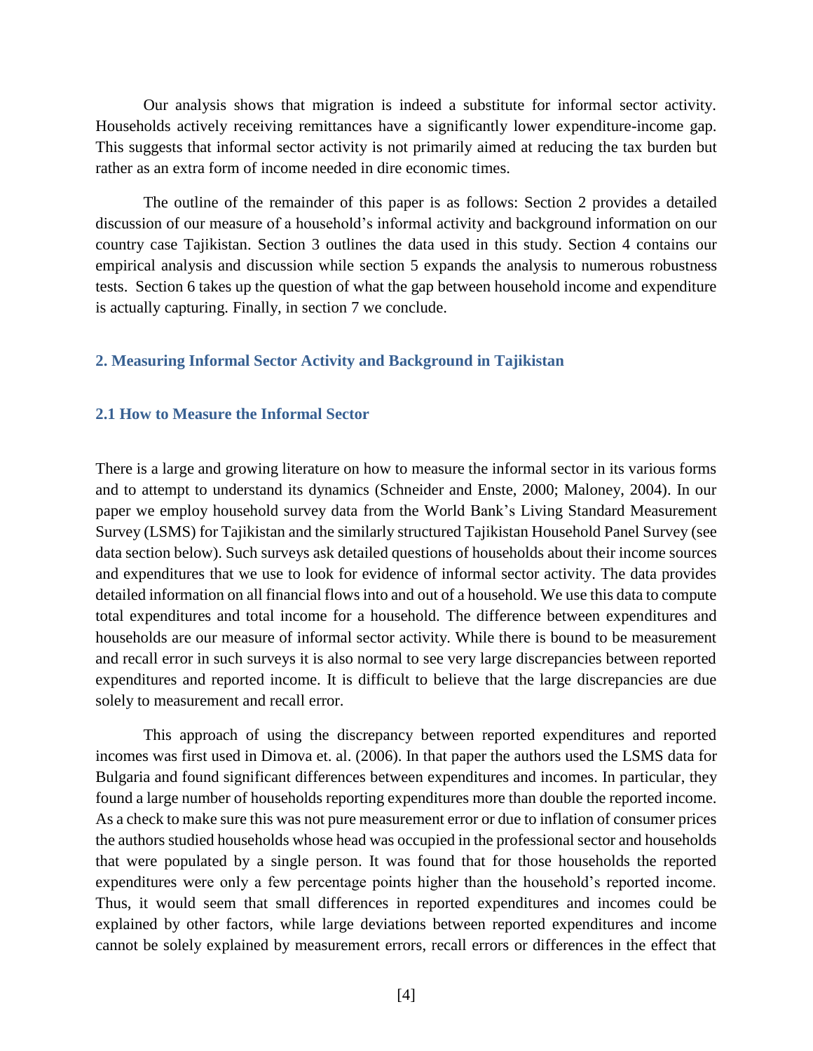Our analysis shows that migration is indeed a substitute for informal sector activity. Households actively receiving remittances have a significantly lower expenditure-income gap. This suggests that informal sector activity is not primarily aimed at reducing the tax burden but rather as an extra form of income needed in dire economic times.

The outline of the remainder of this paper is as follows: Section 2 provides a detailed discussion of our measure of a household's informal activity and background information on our country case Tajikistan. Section 3 outlines the data used in this study. Section 4 contains our empirical analysis and discussion while section 5 expands the analysis to numerous robustness tests. Section 6 takes up the question of what the gap between household income and expenditure is actually capturing. Finally, in section 7 we conclude.

## 2. Measuring Informal Sector Activity and Background in Tajikistan

### 2.1 How to Measure the Informal Sector

There is a large and growing literature on how to measure the informal sector in its various forms and to attempt to understand its dynamics (Schneider and Enste, 2000; Maloney, 2004). In our paper we employ household survey data from the World Bank's Living Standard Measurement Survey (LSMS) for Tajikistan and the similarly structured Tajikistan Household Panel Survey (see data section below). Such surveys ask detailed questions of households about their income sources and expenditures that we use to look for evidence of informal sector activity. The data provides detailed information on all financial flows into and out of a household. We use this data to compute total expenditures and total income for a household. The difference between expenditures and households are our measure of informal sector activity. While there is bound to be measurement and recall error in such surveys it is also normal to see very large discrepancies between reported expenditures and reported income. It is difficult to believe that the large discrepancies are due solely to measurement and recall error.

This approach of using the discrepancy between reported expenditures and reported incomes was first used in Dimova et. al. (2006). In that paper the authors used the LSMS data for Bulgaria and found significant differences between expenditures and incomes. In particular, they found a large number of households reporting expenditures more than double the reported income. As a check to make sure this was not pure measurement error or due to inflation of consumer prices the authors studied households whose head was occupied in the professional sector and households that were populated by a single person. It was found that for those households the reported expenditures were only a few percentage points higher than the household's reported income. Thus, it would seem that small differences in reported expenditures and incomes could be explained by other factors, while large deviations between reported expenditures and income cannot be solely explained by measurement errors, recall errors or differences in the effect that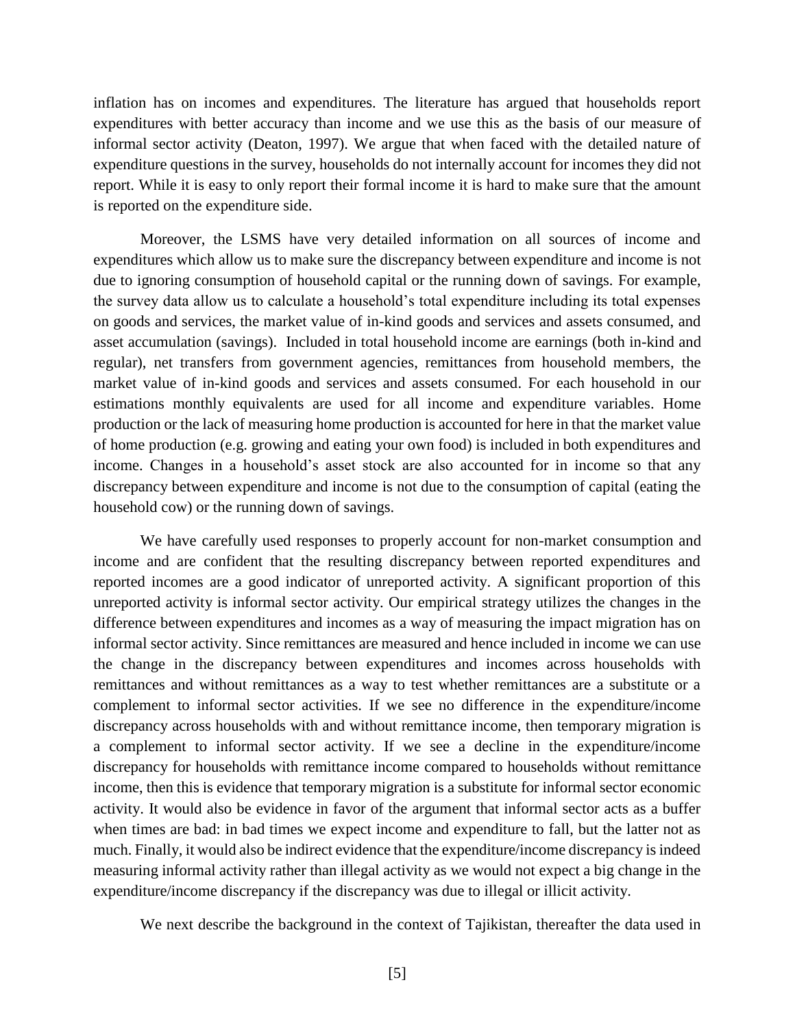inflation has on incomes and expenditures. The literature has argued that households report expenditures with better accuracy than income and we use this as the basis of our measure of informal sector activity (Deaton, 1997). We argue that when faced with the detailed nature of expenditure questions in the survey, households do not internally account for incomes they did not report. While it is easy to only report their formal income it is hard to make sure that the amount is reported on the expenditure side.

Moreover, the LSMS have very detailed information on all sources of income and expenditures which allow us to make sure the discrepancy between expenditure and income is not due to ignoring consumption of household capital or the running down of savings. For example, the survey data allow us to calculate a household's total expenditure including its total expenses on goods and services, the market value of in-kind goods and services and assets consumed, and asset accumulation (savings). Included in total household income are earnings (both in-kind and regular), net transfers from government agencies, remittances from household members, the market value of in-kind goods and services and assets consumed. For each household in our estimations monthly equivalents are used for all income and expenditure variables. Home production or the lack of measuring home production is accounted for here in that the market value of home production (e.g. growing and eating your own food) is included in both expenditures and income. Changes in a household's asset stock are also accounted for in income so that any discrepancy between expenditure and income is not due to the consumption of capital (eating the household cow) or the running down of savings.

We have carefully used responses to properly account for non-market consumption and income and are confident that the resulting discrepancy between reported expenditures and reported incomes are a good indicator of unreported activity. A significant proportion of this unreported activity is informal sector activity. Our empirical strategy utilizes the changes in the difference between expenditures and incomes as a way of measuring the impact migration has on informal sector activity. Since remittances are measured and hence included in income we can use the change in the discrepancy between expenditures and incomes across households with remittances and without remittances as a way to test whether remittances are a substitute or a complement to informal sector activities. If we see no difference in the expenditure/income discrepancy across households with and without remittance income, then temporary migration is a complement to informal sector activity. If we see a decline in the expenditure/income discrepancy for households with remittance income compared to households without remittance income, then this is evidence that temporary migration is a substitute for informal sector economic activity. It would also be evidence in favor of the argument that informal sector acts as a buffer when times are bad: in bad times we expect income and expenditure to fall, but the latter not as much. Finally, it would also be indirect evidence that the expenditure/income discrepancy is indeed measuring informal activity rather than illegal activity as we would not expect a big change in the expenditure/income discrepancy if the discrepancy was due to illegal or illicit activity.

We next describe the background in the context of Tajikistan, thereafter the data used in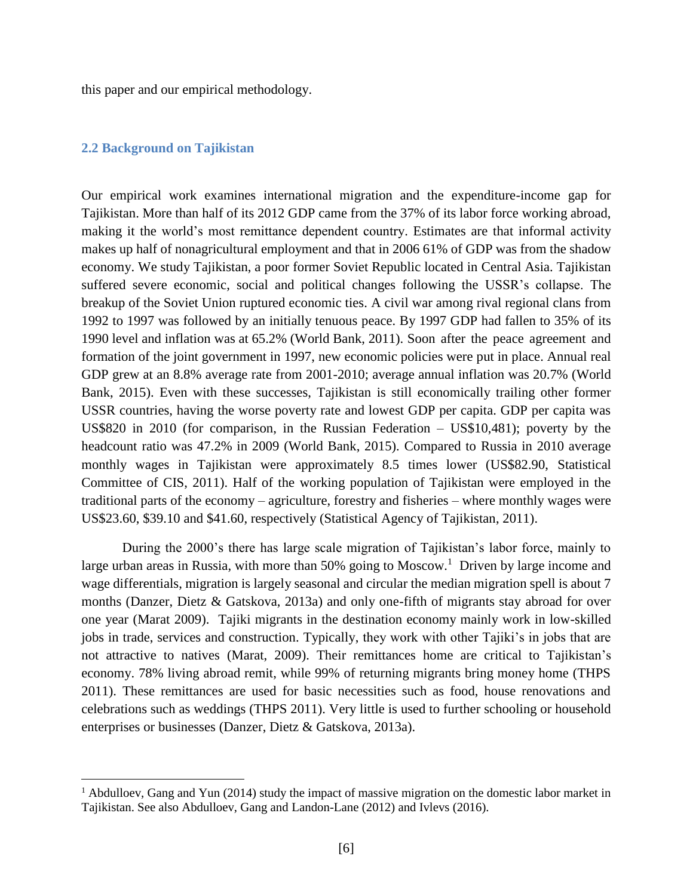this paper and our empirical methodology.

## 2.2 Background on Tajikistan

Our empirical work examines international migration and the expenditure-income gap for Tajikistan. More than half of its 2012 GDP came from the 37% of its labor force working abroad, making it the world's most remittance dependent country. Estimates are that informal activity makes up half of nonagricultural employment and that in 2006 61% of GDP was from the shadow economy. We study Tajikistan, a poor former Soviet Republic located in Central Asia. Tajikistan suffered severe economic, social and political changes following the USSR's collapse. The breakup of the Soviet Union ruptured economic ties. A civil war among rival regional clans from 1992 to 1997 was followed by an initially tenuous peace. By 1997 GDP had fallen to 35% of its 1990 level and inflation was at 65.2% (World Bank, 2011). Soon after the peace agreement and formation of the joint government in 1997, new economic policies were put in place. Annual real GDP grew at an 8.8% average rate from 2001-2010; average annual inflation was 20.7% (World Bank, 2015). Even with these successes, Tajikistan is still economically trailing other former USSR countries, having the worse poverty rate and lowest GDP per capita. GDP per capita was US$820 in 2010 (for comparison, in the Russian Federation – US$10,481); poverty by the headcount ratio was 47.2% in 2009 (World Bank, 2015). Compared to Russia in 2010 average monthly wages in Tajikistan were approximately 8.5 times lower (US$82.90, Statistical Committee of CIS, 2011). Half of the working population of Tajikistan were employed in the traditional parts of the economy – agriculture, forestry and fisheries – where monthly wages were US$23.60, $39.10 and $41.60, respectively (Statistical Agency of Tajikistan, 2011).

During the 2000's there has large scale migration of Tajikistan's labor force, mainly to large urban areas in Russia, with more than 50% going to Moscow.[1] Driven by large income and wage differentials, migration is largely seasonal and circular the median migration spell is about 7 months (Danzer, Dietz & Gatskova, 2013a) and only one-fifth of migrants stay abroad for over one year (Marat 2009). Tajiki migrants in the destination economy mainly work in low-skilled jobs in trade, services and construction. Typically, they work with other Tajiki's in jobs that are not attractive to natives (Marat, 2009). Their remittances home are critical to Tajikistan's economy. 78% living abroad remit, while 99% of returning migrants bring money home (THPS 2011). These remittances are used for basic necessities such as food, house renovations and celebrations such as weddings (THPS 2011). Very little is used to further schooling or household enterprises or businesses (Danzer, Dietz & Gatskova, 2013a).

[1] Abdulloev, Gang and Yun (2014) study the impact of massive migration on the domestic labor market in Tajikistan. See also Abdulloev, Gang and Landon-Lane (2012) and Ivlevs (2016).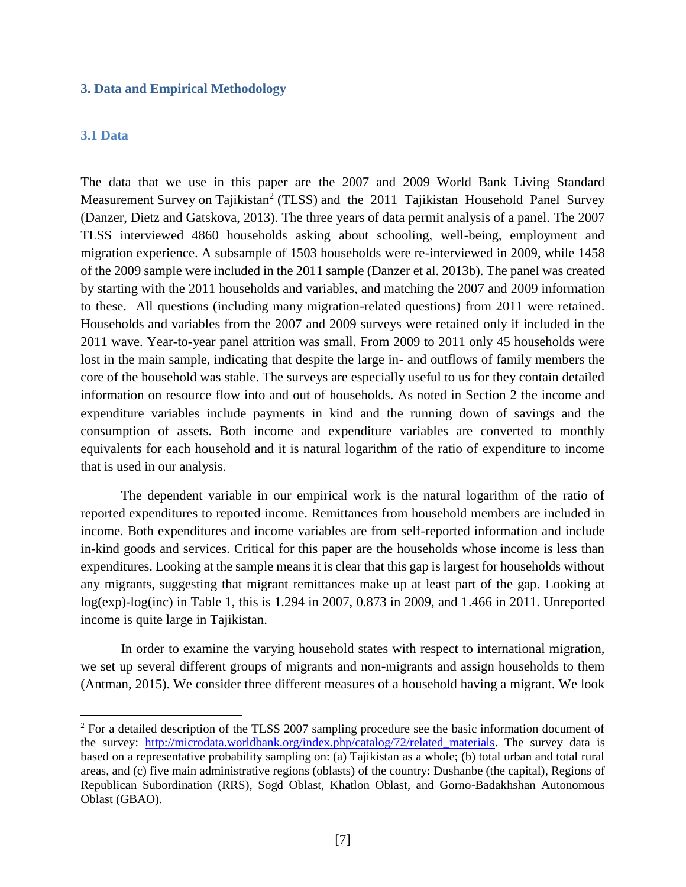## 3. Data and Empirical Methodology

### 3.1 Data

The data that we use in this paper are the 2007 and 2009 World Bank Living Standard Measurement Survey on Tajikistan[2] (TLSS) and the 2011 Tajikistan Household Panel Survey (Danzer, Dietz and Gatskova, 2013). The three years of data permit analysis of a panel. The 2007 TLSS interviewed 4860 households asking about schooling, well-being, employment and migration experience. A subsample of 1503 households were re-interviewed in 2009, while 1458 of the 2009 sample were included in the 2011 sample (Danzer et al. 2013b). The panel was created by starting with the 2011 households and variables, and matching the 2007 and 2009 information to these. All questions (including many migration-related questions) from 2011 were retained. Households and variables from the 2007 and 2009 surveys were retained only if included in the 2011 wave. Year-to-year panel attrition was small. From 2009 to 2011 only 45 households were lost in the main sample, indicating that despite the large in- and outflows of family members the core of the household was stable. The surveys are especially useful to us for they contain detailed information on resource flow into and out of households. As noted in Section 2 the income and expenditure variables include payments in kind and the running down of savings and the consumption of assets. Both income and expenditure variables are converted to monthly equivalents for each household and it is natural logarithm of the ratio of expenditure to income that is used in our analysis.

The dependent variable in our empirical work is the natural logarithm of the ratio of reported expenditures to reported income. Remittances from household members are included in income. Both expenditures and income variables are from self-reported information and include in-kind goods and services. Critical for this paper are the households whose income is less than expenditures. Looking at the sample means it is clear that this gap is largest for households without any migrants, suggesting that migrant remittances make up at least part of the gap. Looking at log(exp)-log(inc) in Table 1, this is 1.294 in 2007, 0.873 in 2009, and 1.466 in 2011. Unreported income is quite large in Tajikistan.

In order to examine the varying household states with respect to international migration, we set up several different groups of migrants and non-migrants and assign households to them (Antman, 2015). We consider three different measures of a household having a migrant. We look

[2] For a detailed description of the TLSS 2007 sampling procedure see the basic information document of the survey: http://microdata.worldbank.org/index.php/catalog/72/related_materials. The survey data is based on a representative probability sampling on: (a) Tajikistan as a whole; (b) total urban and total rural areas, and (c) five main administrative regions (oblasts) of the country: Dushanbe (the capital), Regions of Republican Subordination (RRS), Sogd Oblast, Khatlon Oblast, and Gorno-Badakhshan Autonomous Oblast (GBAO).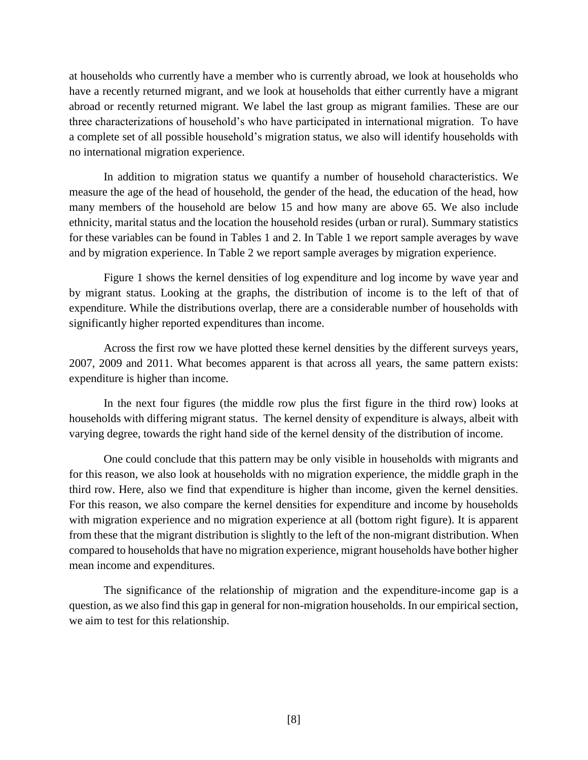at households who currently have a member who is currently abroad, we look at households who have a recently returned migrant, and we look at households that either currently have a migrant abroad or recently returned migrant. We label the last group as migrant families. These are our three characterizations of household's who have participated in international migration. To have a complete set of all possible household's migration status, we also will identify households with no international migration experience.

In addition to migration status we quantify a number of household characteristics. We measure the age of the head of household, the gender of the head, the education of the head, how many members of the household are below 15 and how many are above 65. We also include ethnicity, marital status and the location the household resides (urban or rural). Summary statistics for these variables can be found in Tables 1 and 2. In Table 1 we report sample averages by wave and by migration experience. In Table 2 we report sample averages by migration experience.

Figure 1 shows the kernel densities of log expenditure and log income by wave year and by migrant status. Looking at the graphs, the distribution of income is to the left of that of expenditure. While the distributions overlap, there are a considerable number of households with significantly higher reported expenditures than income.

Across the first row we have plotted these kernel densities by the different surveys years, 2007, 2009 and 2011. What becomes apparent is that across all years, the same pattern exists: expenditure is higher than income.

In the next four figures (the middle row plus the first figure in the third row) looks at households with differing migrant status. The kernel density of expenditure is always, albeit with varying degree, towards the right hand side of the kernel density of the distribution of income.

One could conclude that this pattern may be only visible in households with migrants and for this reason, we also look at households with no migration experience, the middle graph in the third row. Here, also we find that expenditure is higher than income, given the kernel densities. For this reason, we also compare the kernel densities for expenditure and income by households with migration experience and no migration experience at all (bottom right figure). It is apparent from these that the migrant distribution is slightly to the left of the non-migrant distribution. When compared to households that have no migration experience, migrant households have bother higher mean income and expenditures.

The significance of the relationship of migration and the expenditure-income gap is a question, as we also find this gap in general for non-migration households. In our empirical section, we aim to test for this relationship.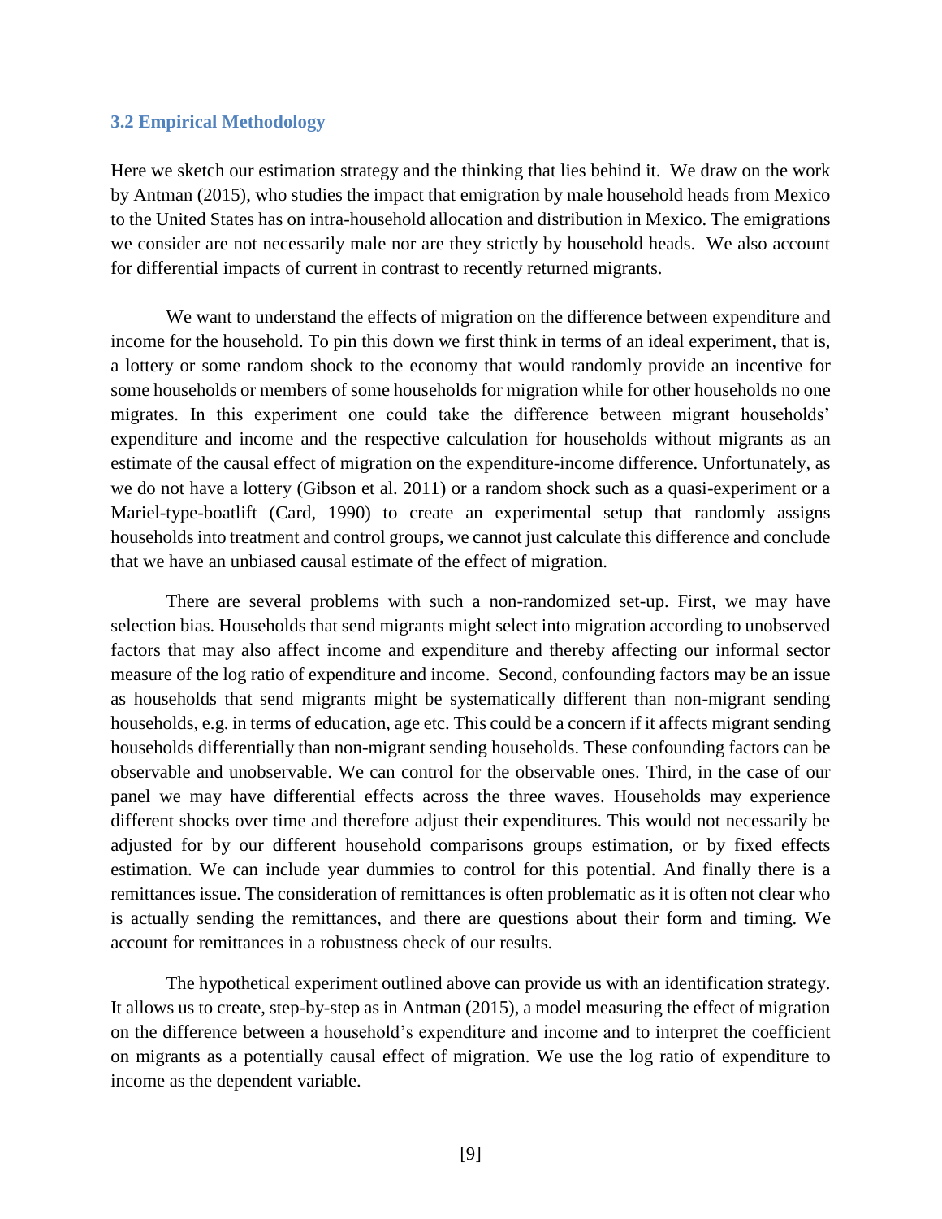### 3.2 Empirical Methodology

Here we sketch our estimation strategy and the thinking that lies behind it. We draw on the work by Antman (2015), who studies the impact that emigration by male household heads from Mexico to the United States has on intra-household allocation and distribution in Mexico. The emigrations we consider are not necessarily male nor are they strictly by household heads. We also account for differential impacts of current in contrast to recently returned migrants.

We want to understand the effects of migration on the difference between expenditure and income for the household. To pin this down we first think in terms of an ideal experiment, that is, a lottery or some random shock to the economy that would randomly provide an incentive for some households or members of some households for migration while for other households no one migrates. In this experiment one could take the difference between migrant households' expenditure and income and the respective calculation for households without migrants as an estimate of the causal effect of migration on the expenditure-income difference. Unfortunately, as we do not have a lottery (Gibson et al. 2011) or a random shock such as a quasi-experiment or a Mariel-type-boatlift (Card, 1990) to create an experimental setup that randomly assigns households into treatment and control groups, we cannot just calculate this difference and conclude that we have an unbiased causal estimate of the effect of migration.

There are several problems with such a non-randomized set-up. First, we may have selection bias. Households that send migrants might select into migration according to unobserved factors that may also affect income and expenditure and thereby affecting our informal sector measure of the log ratio of expenditure and income. Second, confounding factors may be an issue as households that send migrants might be systematically different than non-migrant sending households, e.g. in terms of education, age etc. This could be a concern if it affects migrant sending households differentially than non-migrant sending households. These confounding factors can be observable and unobservable. We can control for the observable ones. Third, in the case of our panel we may have differential effects across the three waves. Households may experience different shocks over time and therefore adjust their expenditures. This would not necessarily be adjusted for by our different household comparisons groups estimation, or by fixed effects estimation. We can include year dummies to control for this potential. And finally there is a remittances issue. The consideration of remittances is often problematic as it is often not clear who is actually sending the remittances, and there are questions about their form and timing. We account for remittances in a robustness check of our results.

The hypothetical experiment outlined above can provide us with an identification strategy. It allows us to create, step-by-step as in Antman (2015), a model measuring the effect of migration on the difference between a household's expenditure and income and to interpret the coefficient on migrants as a potentially causal effect of migration. We use the log ratio of expenditure to income as the dependent variable.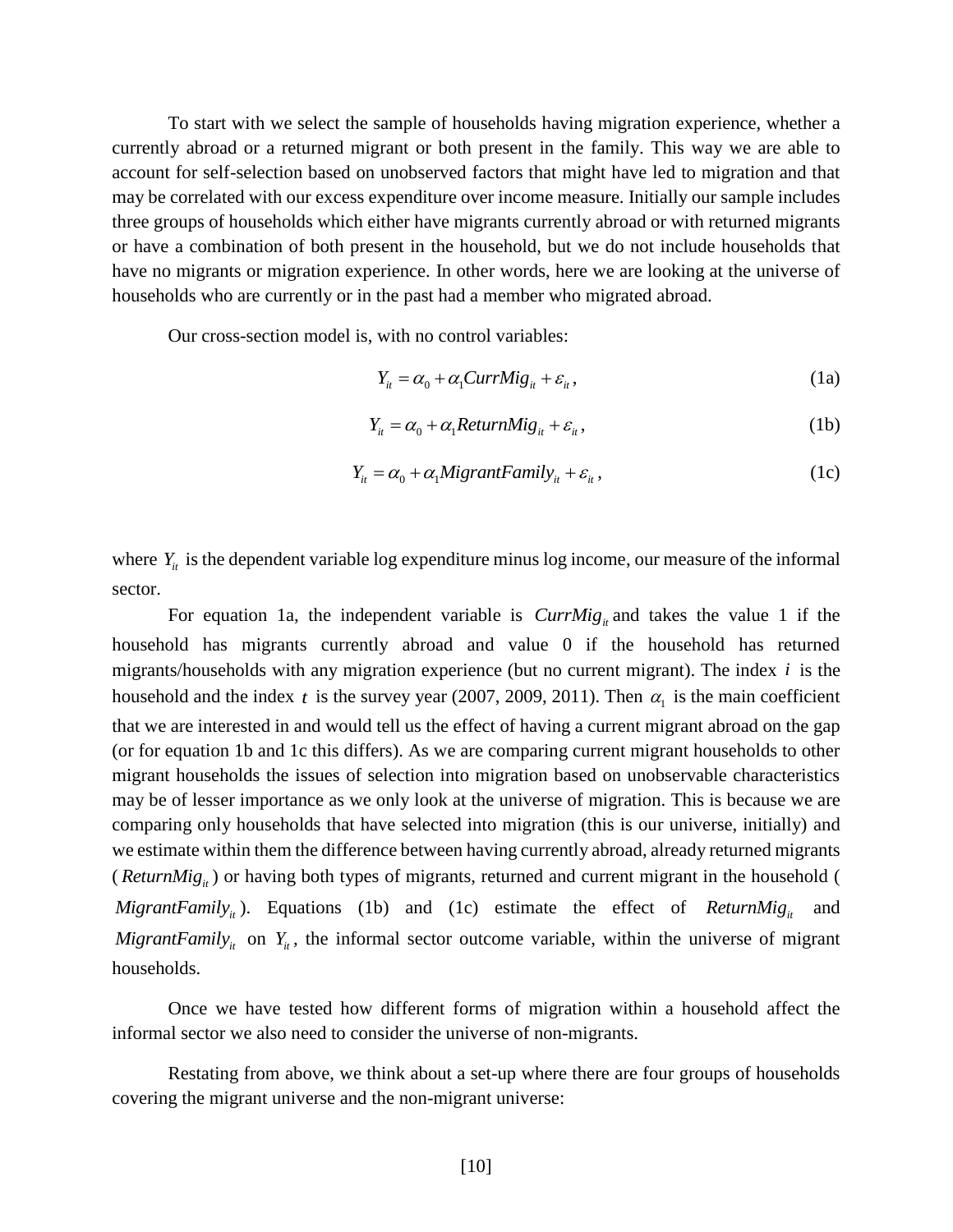To start with we select the sample of households having migration experience, whether a currently abroad or a returned migrant or both present in the family. This way we are able to account for self-selection based on unobserved factors that might have led to migration and that may be correlated with our excess expenditure over income measure. Initially our sample includes three groups of households which either have migrants currently abroad or with returned migrants or have a combination of both present in the household, but we do not include households that have no migrants or migration experience. In other words, here we are looking at the universe of households who are currently or in the past had a member who migrated abroad.

Our cross-section model is, with no control variables:

$$Y_{it} = \alpha_0 + \alpha_1 CurrMig_{it} + \varepsilon_{it}, \tag{1a}$$

$$Y_{it} = \alpha_0 + \alpha_1 ReturnMig_{it} + \varepsilon_{it}, \tag{1b}$$

$$Y_{it} = \alpha_0 + \alpha_1 MigrantFamily_{it} + \varepsilon_{it}, \tag{1c}$$

where $Y_{it}$ is the dependent variable log expenditure minus log income, our measure of the informal sector.

For equation 1a, the independent variable is $CurrMig_{it}$ and takes the value 1 if the household has migrants currently abroad and value 0 if the household has returned migrants/households with any migration experience (but no current migrant). The index $i$ is the household and the index $t$ is the survey year (2007, 2009, 2011). Then $\alpha_1$ is the main coefficient that we are interested in and would tell us the effect of having a current migrant abroad on the gap (or for equation 1b and 1c this differs). As we are comparing current migrant households to other migrant households the issues of selection into migration based on unobservable characteristics may be of lesser importance as we only look at the universe of migration. This is because we are comparing only households that have selected into migration (this is our universe, initially) and we estimate within them the difference between having currently abroad, already returned migrants ($ReturnMig_{it}$) or having both types of migrants, returned and current migrant in the household ($MigrantFamily_{it}$). Equations (1b) and (1c) estimate the effect of $ReturnMig_{it}$ and $MigrantFamily_{it}$ on $Y_{it}$, the informal sector outcome variable, within the universe of migrant households.

Once we have tested how different forms of migration within a household affect the informal sector we also need to consider the universe of non-migrants.

Restating from above, we think about a set-up where there are four groups of households covering the migrant universe and the non-migrant universe: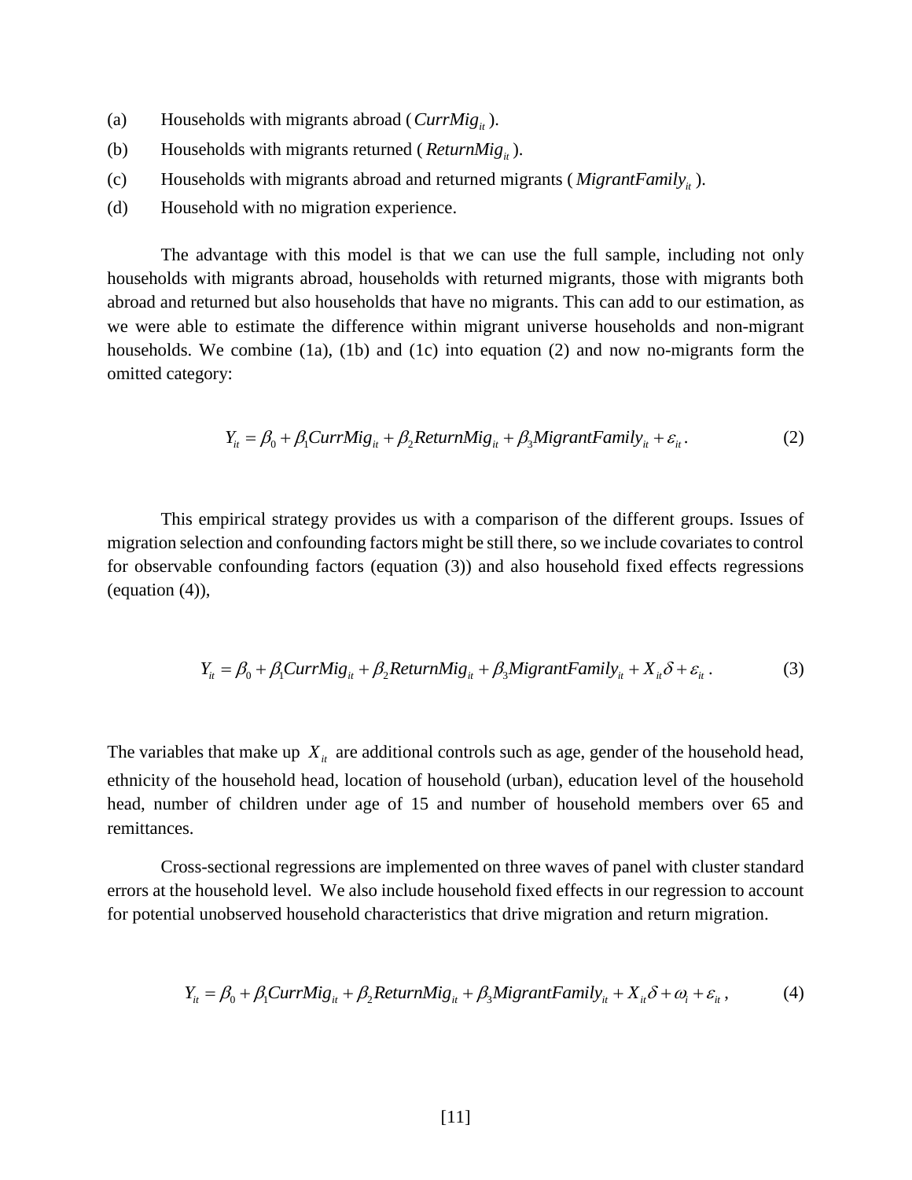(a) Households with migrants abroad ( $CurrMig_{it}$ ).

(b) Households with migrants returned ( $ReturnMig_{it}$ ).

(c) Households with migrants abroad and returned migrants ( $MigrantFamily_{it}$ ).

(d) Household with no migration experience.

The advantage with this model is that we can use the full sample, including not only households with migrants abroad, households with returned migrants, those with migrants both abroad and returned but also households that have no migrants. This can add to our estimation, as we were able to estimate the difference within migrant universe households and non-migrant households. We combine (1a), (1b) and (1c) into equation (2) and now no-migrants form the omitted category:

$$Y_{it} = \beta_0 + \beta_1 CurrMig_{it} + \beta_2 ReturnMig_{it} + \beta_3 MigrantFamily_{it} + \varepsilon_{it} . \tag{2}$$

This empirical strategy provides us with a comparison of the different groups. Issues of migration selection and confounding factors might be still there, so we include covariates to control for observable confounding factors (equation (3)) and also household fixed effects regressions (equation (4)),

$$Y_{it} = \beta_0 + \beta_1 CurrMig_{it} + \beta_2 ReturnMig_{it} + \beta_3 MigrantFamily_{it} + X_{it}\delta + \varepsilon_{it} . \tag{3}$$

The variables that make up $X_{it}$ are additional controls such as age, gender of the household head, ethnicity of the household head, location of household (urban), education level of the household head, number of children under age of 15 and number of household members over 65 and remittances.

Cross-sectional regressions are implemented on three waves of panel with cluster standard errors at the household level. We also include household fixed effects in our regression to account for potential unobserved household characteristics that drive migration and return migration.

$$Y_{it} = \beta_0 + \beta_1 CurrMig_{it} + \beta_2 ReturnMig_{it} + \beta_3 MigrantFamily_{it} + X_{it}\delta + \omega_i + \varepsilon_{it} , \tag{4}$$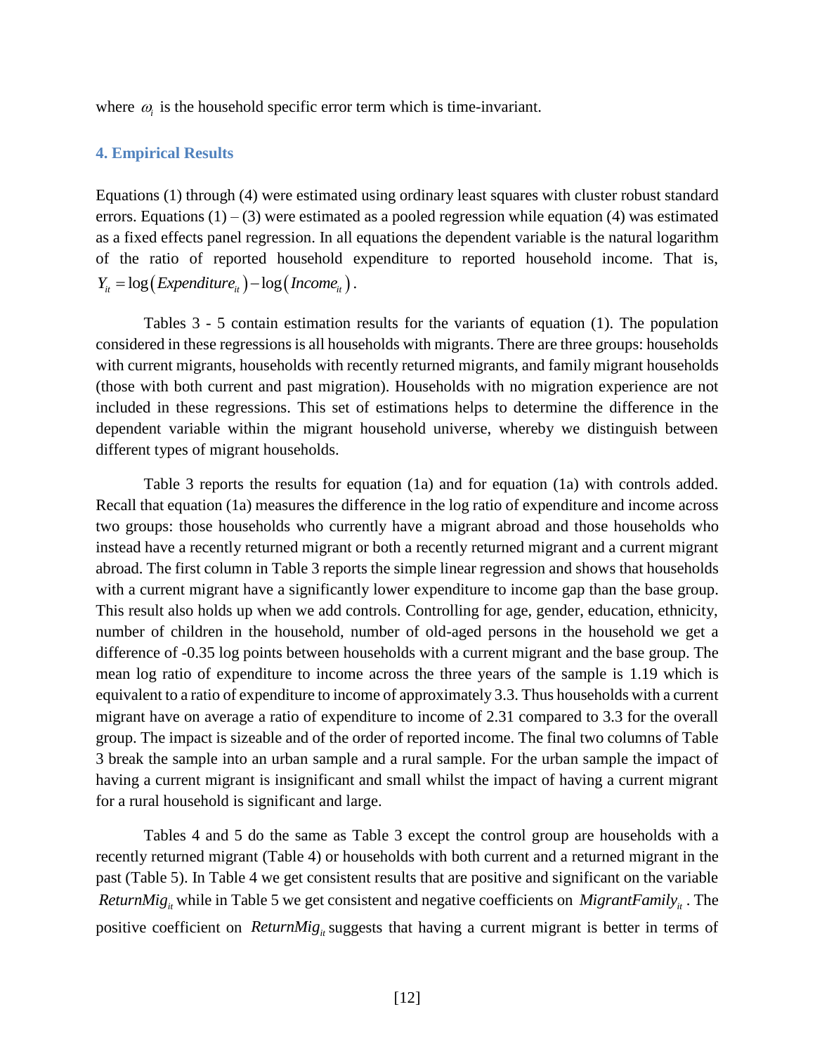where $\omega_i$ is the household specific error term which is time-invariant.

## 4. Empirical Results

Equations (1) through (4) were estimated using ordinary least squares with cluster robust standard errors. Equations (1) – (3) were estimated as a pooled regression while equation (4) was estimated as a fixed effects panel regression. In all equations the dependent variable is the natural logarithm of the ratio of reported household expenditure to reported household income. That is, $Y_{it} = \log\left(Expenditure_{it}\right) - \log\left(Income_{it}\right)$.

Tables 3 - 5 contain estimation results for the variants of equation (1). The population considered in these regressions is all households with migrants. There are three groups: households with current migrants, households with recently returned migrants, and family migrant households (those with both current and past migration). Households with no migration experience are not included in these regressions. This set of estimations helps to determine the difference in the dependent variable within the migrant household universe, whereby we distinguish between different types of migrant households.

Table 3 reports the results for equation (1a) and for equation (1a) with controls added. Recall that equation (1a) measures the difference in the log ratio of expenditure and income across two groups: those households who currently have a migrant abroad and those households who instead have a recently returned migrant or both a recently returned migrant and a current migrant abroad. The first column in Table 3 reports the simple linear regression and shows that households with a current migrant have a significantly lower expenditure to income gap than the base group. This result also holds up when we add controls. Controlling for age, gender, education, ethnicity, number of children in the household, number of old-aged persons in the household we get a difference of -0.35 log points between households with a current migrant and the base group. The mean log ratio of expenditure to income across the three years of the sample is 1.19 which is equivalent to a ratio of expenditure to income of approximately 3.3. Thus households with a current migrant have on average a ratio of expenditure to income of 2.31 compared to 3.3 for the overall group. The impact is sizeable and of the order of reported income. The final two columns of Table 3 break the sample into an urban sample and a rural sample. For the urban sample the impact of having a current migrant is insignificant and small whilst the impact of having a current migrant for a rural household is significant and large.

Tables 4 and 5 do the same as Table 3 except the control group are households with a recently returned migrant (Table 4) or households with both current and a returned migrant in the past (Table 5). In Table 4 we get consistent results that are positive and significant on the variable $ReturnMig_{it}$ while in Table 5 we get consistent and negative coefficients on $MigrantFamily_{it}$. The positive coefficient on $ReturnMig_{it}$ suggests that having a current migrant is better in terms of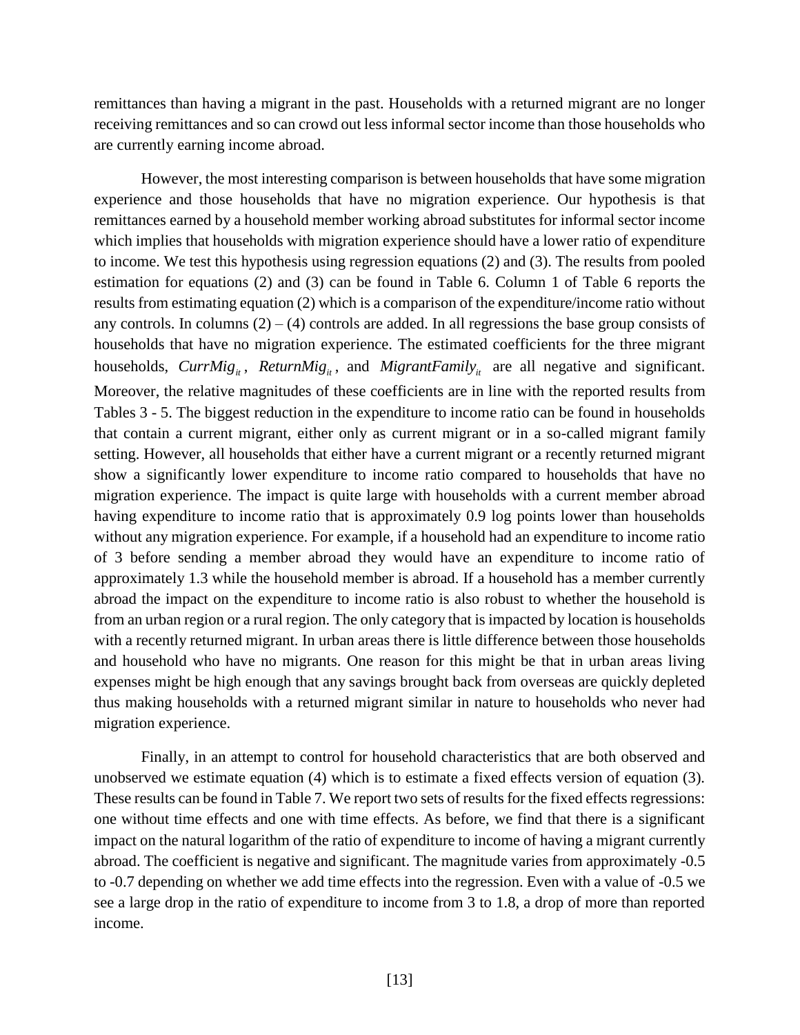remittances than having a migrant in the past. Households with a returned migrant are no longer receiving remittances and so can crowd out less informal sector income than those households who are currently earning income abroad.

However, the most interesting comparison is between households that have some migration experience and those households that have no migration experience. Our hypothesis is that remittances earned by a household member working abroad substitutes for informal sector income which implies that households with migration experience should have a lower ratio of expenditure to income. We test this hypothesis using regression equations (2) and (3). The results from pooled estimation for equations (2) and (3) can be found in Table 6. Column 1 of Table 6 reports the results from estimating equation (2) which is a comparison of the expenditure/income ratio without any controls. In columns (2) – (4) controls are added. In all regressions the base group consists of households that have no migration experience. The estimated coefficients for the three migrant households, $CurrMig_{it}$, $ReturnMig_{it}$, and $MigrantFamily_{it}$ are all negative and significant. Moreover, the relative magnitudes of these coefficients are in line with the reported results from Tables 3 - 5. The biggest reduction in the expenditure to income ratio can be found in households that contain a current migrant, either only as current migrant or in a so-called migrant family setting. However, all households that either have a current migrant or a recently returned migrant show a significantly lower expenditure to income ratio compared to households that have no migration experience. The impact is quite large with households with a current member abroad having expenditure to income ratio that is approximately 0.9 log points lower than households without any migration experience. For example, if a household had an expenditure to income ratio of 3 before sending a member abroad they would have an expenditure to income ratio of approximately 1.3 while the household member is abroad. If a household has a member currently abroad the impact on the expenditure to income ratio is also robust to whether the household is from an urban region or a rural region. The only category that is impacted by location is households with a recently returned migrant. In urban areas there is little difference between those households and household who have no migrants. One reason for this might be that in urban areas living expenses might be high enough that any savings brought back from overseas are quickly depleted thus making households with a returned migrant similar in nature to households who never had migration experience.

Finally, in an attempt to control for household characteristics that are both observed and unobserved we estimate equation (4) which is to estimate a fixed effects version of equation (3). These results can be found in Table 7. We report two sets of results for the fixed effects regressions: one without time effects and one with time effects. As before, we find that there is a significant impact on the natural logarithm of the ratio of expenditure to income of having a migrant currently abroad. The coefficient is negative and significant. The magnitude varies from approximately -0.5 to -0.7 depending on whether we add time effects into the regression. Even with a value of -0.5 we see a large drop in the ratio of expenditure to income from 3 to 1.8, a drop of more than reported income.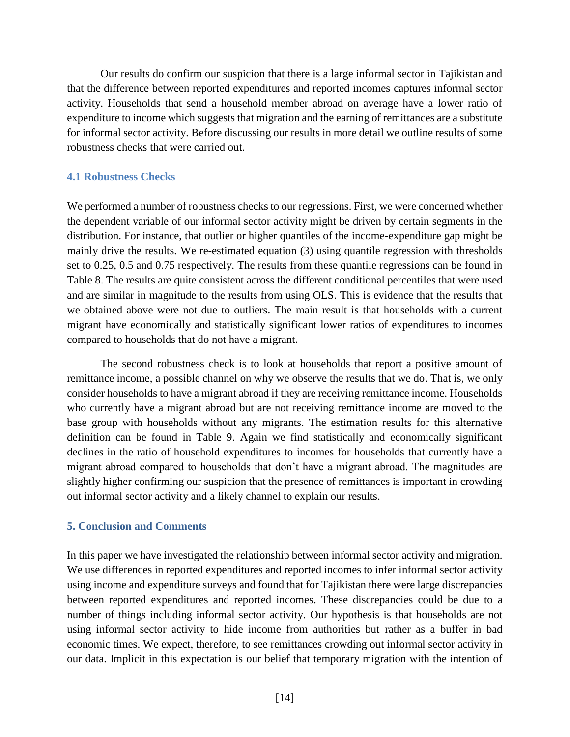Our results do confirm our suspicion that there is a large informal sector in Tajikistan and that the difference between reported expenditures and reported incomes captures informal sector activity. Households that send a household member abroad on average have a lower ratio of expenditure to income which suggests that migration and the earning of remittances are a substitute for informal sector activity. Before discussing our results in more detail we outline results of some robustness checks that were carried out.

### 4.1 Robustness Checks

We performed a number of robustness checks to our regressions. First, we were concerned whether the dependent variable of our informal sector activity might be driven by certain segments in the distribution. For instance, that outlier or higher quantiles of the income-expenditure gap might be mainly drive the results. We re-estimated equation (3) using quantile regression with thresholds set to 0.25, 0.5 and 0.75 respectively. The results from these quantile regressions can be found in Table 8. The results are quite consistent across the different conditional percentiles that were used and are similar in magnitude to the results from using OLS. This is evidence that the results that we obtained above were not due to outliers. The main result is that households with a current migrant have economically and statistically significant lower ratios of expenditures to incomes compared to households that do not have a migrant.

The second robustness check is to look at households that report a positive amount of remittance income, a possible channel on why we observe the results that we do. That is, we only consider households to have a migrant abroad if they are receiving remittance income. Households who currently have a migrant abroad but are not receiving remittance income are moved to the base group with households without any migrants. The estimation results for this alternative definition can be found in Table 9. Again we find statistically and economically significant declines in the ratio of household expenditures to incomes for households that currently have a migrant abroad compared to households that don't have a migrant abroad. The magnitudes are slightly higher confirming our suspicion that the presence of remittances is important in crowding out informal sector activity and a likely channel to explain our results.

## 5. Conclusion and Comments

In this paper we have investigated the relationship between informal sector activity and migration. We use differences in reported expenditures and reported incomes to infer informal sector activity using income and expenditure surveys and found that for Tajikistan there were large discrepancies between reported expenditures and reported incomes. These discrepancies could be due to a number of things including informal sector activity. Our hypothesis is that households are not using informal sector activity to hide income from authorities but rather as a buffer in bad economic times. We expect, therefore, to see remittances crowding out informal sector activity in our data. Implicit in this expectation is our belief that temporary migration with the intention of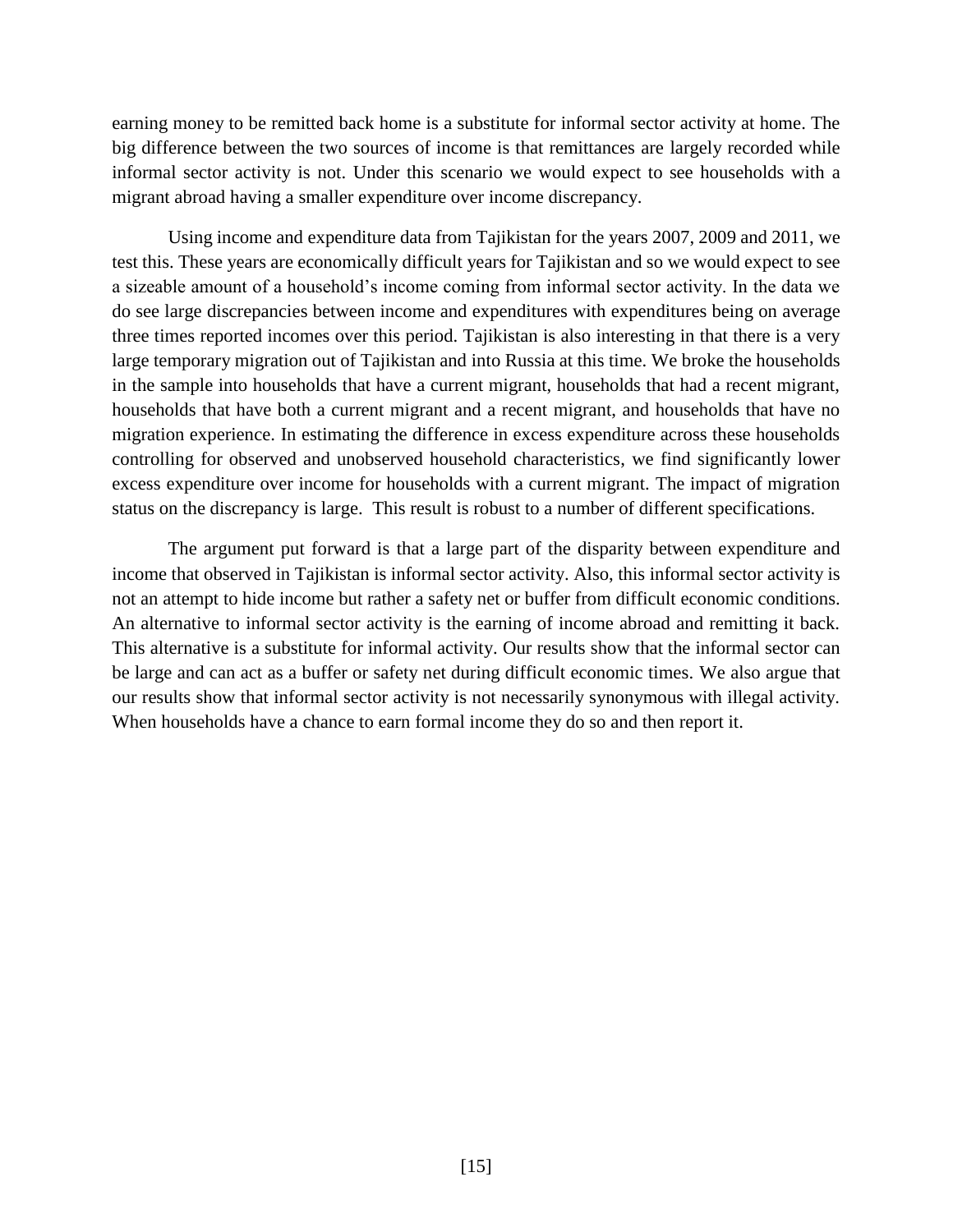earning money to be remitted back home is a substitute for informal sector activity at home. The big difference between the two sources of income is that remittances are largely recorded while informal sector activity is not. Under this scenario we would expect to see households with a migrant abroad having a smaller expenditure over income discrepancy.

Using income and expenditure data from Tajikistan for the years 2007, 2009 and 2011, we test this. These years are economically difficult years for Tajikistan and so we would expect to see a sizeable amount of a household's income coming from informal sector activity. In the data we do see large discrepancies between income and expenditures with expenditures being on average three times reported incomes over this period. Tajikistan is also interesting in that there is a very large temporary migration out of Tajikistan and into Russia at this time. We broke the households in the sample into households that have a current migrant, households that had a recent migrant, households that have both a current migrant and a recent migrant, and households that have no migration experience. In estimating the difference in excess expenditure across these households controlling for observed and unobserved household characteristics, we find significantly lower excess expenditure over income for households with a current migrant. The impact of migration status on the discrepancy is large. This result is robust to a number of different specifications.

The argument put forward is that a large part of the disparity between expenditure and income that observed in Tajikistan is informal sector activity. Also, this informal sector activity is not an attempt to hide income but rather a safety net or buffer from difficult economic conditions. An alternative to informal sector activity is the earning of income abroad and remitting it back. This alternative is a substitute for informal activity. Our results show that the informal sector can be large and can act as a buffer or safety net during difficult economic times. We also argue that our results show that informal sector activity is not necessarily synonymous with illegal activity. When households have a chance to earn formal income they do so and then report it.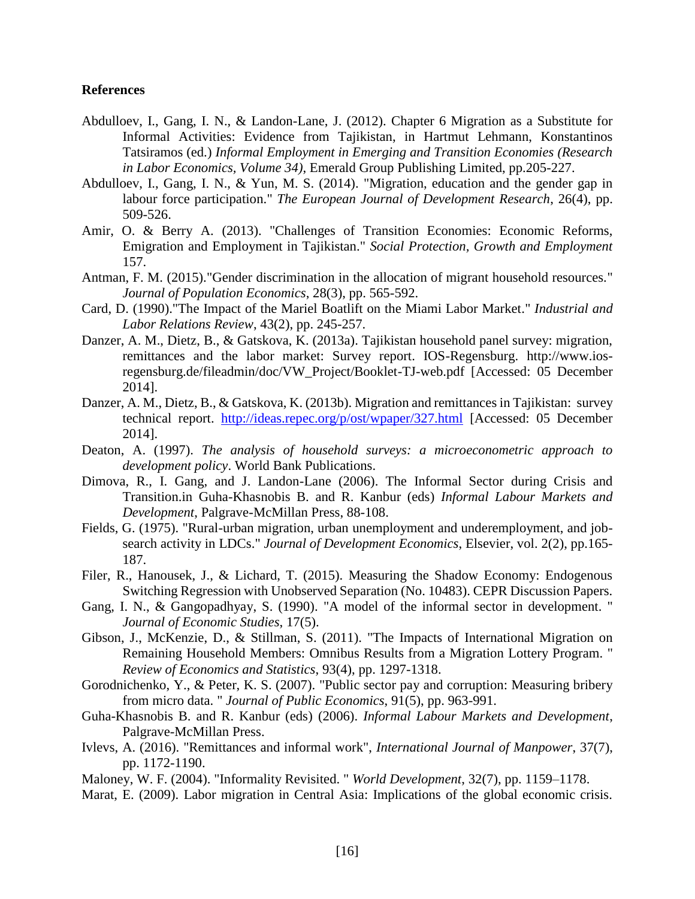**References**

Abdulloev, I., Gang, I. N., & Landon-Lane, J. (2012). Chapter 6 Migration as a Substitute for Informal Activities: Evidence from Tajikistan, in Hartmut Lehmann, Konstantinos Tatsiramos (ed.) *Informal Employment in Emerging and Transition Economies (Research in Labor Economics, Volume 34)*, Emerald Group Publishing Limited, pp.205-227.

Abdulloev, I., Gang, I. N., & Yun, M. S. (2014). "Migration, education and the gender gap in labour force participation." *The European Journal of Development Research*, 26(4), pp. 509-526.

Amir, O. & Berry A. (2013). "Challenges of Transition Economies: Economic Reforms, Emigration and Employment in Tajikistan." *Social Protection, Growth and Employment* 157.

Antman, F. M. (2015)."Gender discrimination in the allocation of migrant household resources." *Journal of Population Economics*, 28(3), pp. 565-592.

Card, D. (1990)."The Impact of the Mariel Boatlift on the Miami Labor Market." *Industrial and Labor Relations Review*, 43(2), pp. 245-257.

Danzer, A. M., Dietz, B., & Gatskova, K. (2013a). Tajikistan household panel survey: migration, remittances and the labor market: Survey report. IOS-Regensburg. http://www.ios-regensburg.de/fileadmin/doc/VW_Project/Booklet-TJ-web.pdf [Accessed: 05 December 2014].

Danzer, A. M., Dietz, B., & Gatskova, K. (2013b). Migration and remittances in Tajikistan: survey technical report. http://ideas.repec.org/p/ost/wpaper/327.html [Accessed: 05 December 2014].

Deaton, A. (1997). *The analysis of household surveys: a microeconometric approach to development policy*. World Bank Publications.

Dimova, R., I. Gang, and J. Landon-Lane (2006). The Informal Sector during Crisis and Transition.in Guha-Khasnobis B. and R. Kanbur (eds) *Informal Labour Markets and Development*, Palgrave-McMillan Press, 88-108.

Fields, G. (1975). "Rural-urban migration, urban unemployment and underemployment, and job-search activity in LDCs." *Journal of Development Economics*, Elsevier, vol. 2(2), pp.165-187.

Filer, R., Hanousek, J., & Lichard, T. (2015). Measuring the Shadow Economy: Endogenous Switching Regression with Unobserved Separation (No. 10483). CEPR Discussion Papers.

Gang, I. N., & Gangopadhyay, S. (1990). "A model of the informal sector in development. " *Journal of Economic Studies*, 17(5).

Gibson, J., McKenzie, D., & Stillman, S. (2011). "The Impacts of International Migration on Remaining Household Members: Omnibus Results from a Migration Lottery Program. " *Review of Economics and Statistics*, 93(4), pp. 1297-1318.

Gorodnichenko, Y., & Peter, K. S. (2007). "Public sector pay and corruption: Measuring bribery from micro data. " *Journal of Public Economics*, 91(5), pp. 963-991.

Guha-Khasnobis B. and R. Kanbur (eds) (2006). *Informal Labour Markets and Development*, Palgrave-McMillan Press.

Ivlevs, A. (2016). "Remittances and informal work", *International Journal of Manpower*, 37(7), pp. 1172-1190.

Maloney, W. F. (2004). "Informality Revisited. " *World Development*, 32(7), pp. 1159–1178.

Marat, E. (2009). Labor migration in Central Asia: Implications of the global economic crisis.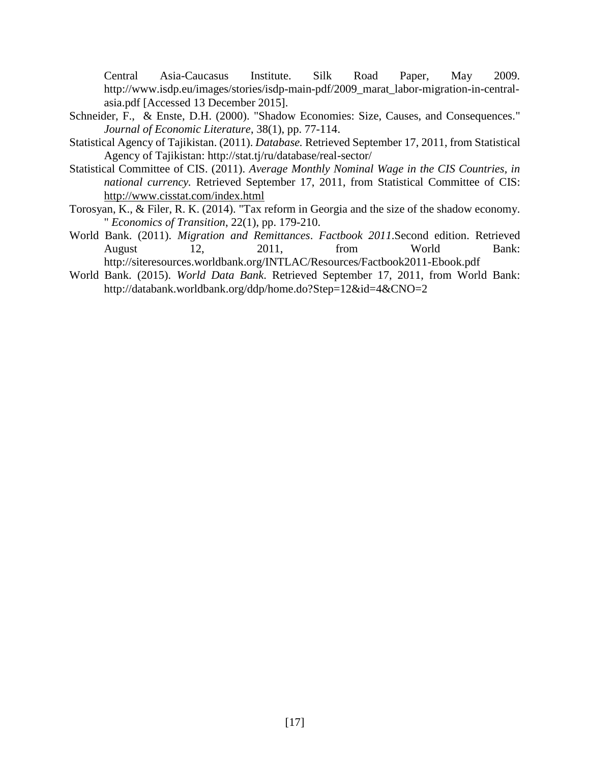Central Asia-Caucasus Institute. Silk Road Paper, May 2009. http://www.isdp.eu/images/stories/isdp-main-pdf/2009_marat_labor-migration-in-central-asia.pdf [Accessed 13 December 2015].

Schneider, F., & Enste, D.H. (2000). "Shadow Economies: Size, Causes, and Consequences." *Journal of Economic Literature*, 38(1), pp. 77-114.

Statistical Agency of Tajikistan. (2011). *Database.* Retrieved September 17, 2011, from Statistical Agency of Tajikistan: http://stat.tj/ru/database/real-sector/

Statistical Committee of CIS. (2011). *Average Monthly Nominal Wage in the CIS Countries, in national currency.* Retrieved September 17, 2011, from Statistical Committee of CIS: http://www.cisstat.com/index.html

Torosyan, K., & Filer, R. K. (2014). "Tax reform in Georgia and the size of the shadow economy. " *Economics of Transition*, 22(1), pp. 179-210.

World Bank. (2011). *Migration and Remittances*. *Factbook 2011*.Second edition. Retrieved August 12, 2011, from World Bank: http://siteresources.worldbank.org/INTLAC/Resources/Factbook2011-Ebook.pdf

World Bank. (2015). *World Data Bank*. Retrieved September 17, 2011, from World Bank: http://databank.worldbank.org/ddp/home.do?Step=12&id=4&CNO=2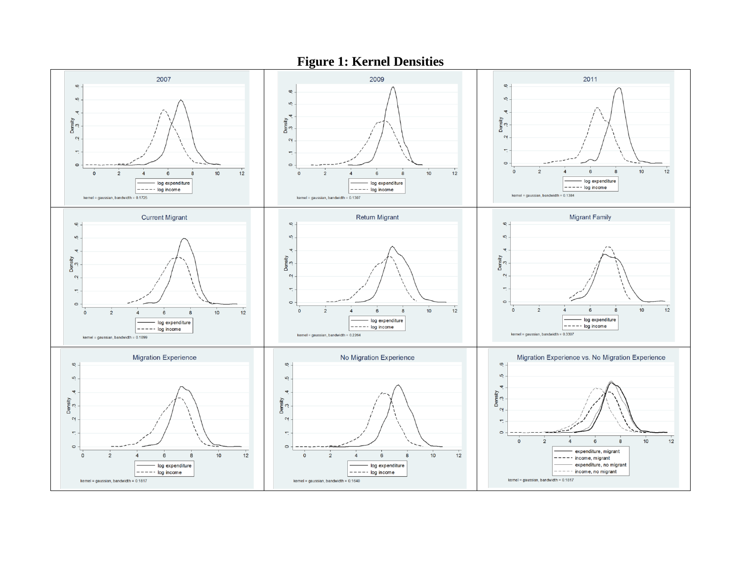# Figure 1: Kernel Densities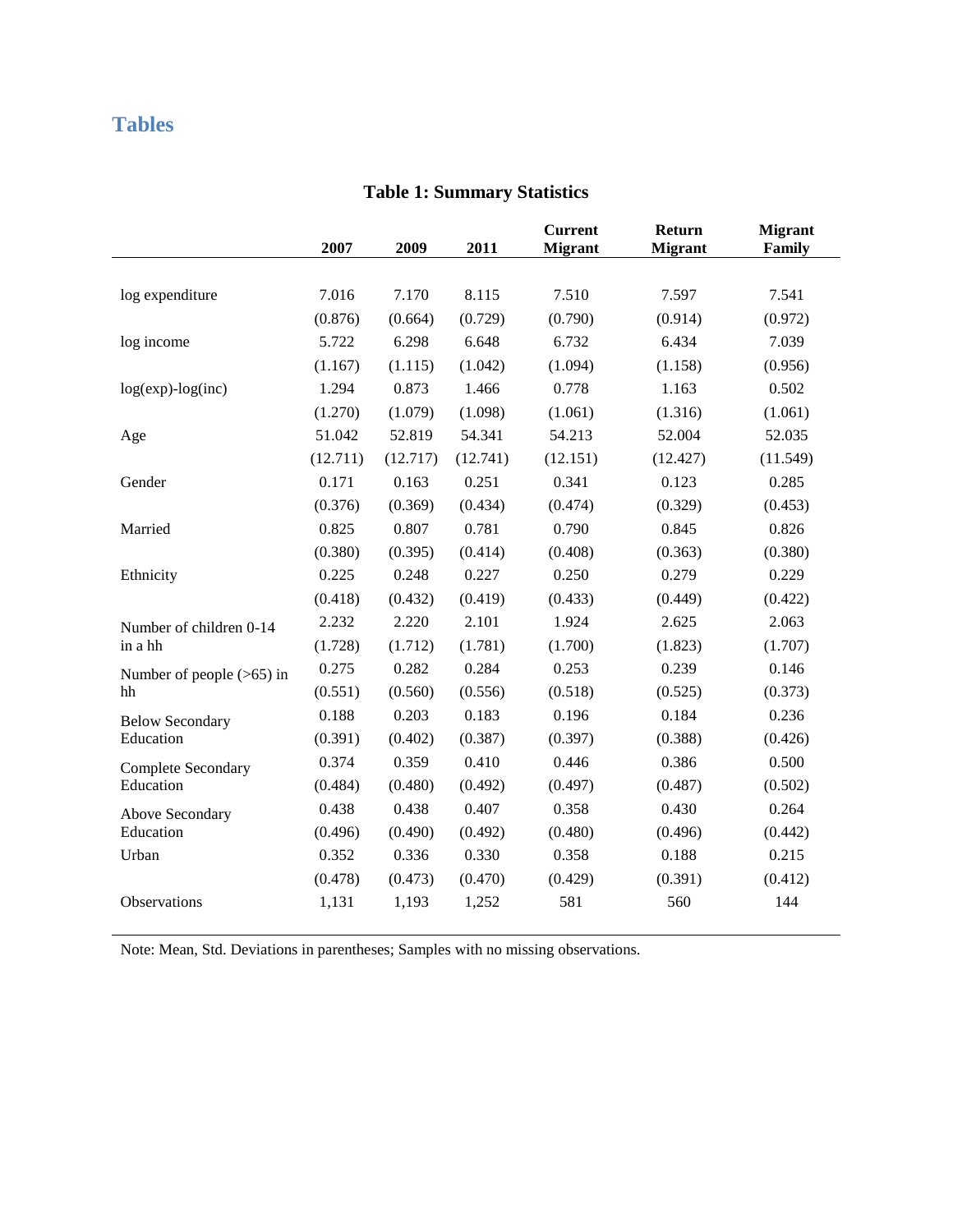# Tables

**Table 1: Summary Statistics**

| | 2007 | 2009 | 2011 | Current Migrant | Return Migrant | Migrant Family |
|---|---|---|---|---|---|---|
| log expenditure | 7.016 | 7.170 | 8.115 | 7.510 | 7.597 | 7.541 |
| | (0.876) | (0.664) | (0.729) | (0.790) | (0.914) | (0.972) |
| log income | 5.722 | 6.298 | 6.648 | 6.732 | 6.434 | 7.039 |
| | (1.167) | (1.115) | (1.042) | (1.094) | (1.158) | (0.956) |
| log(exp)-log(inc) | 1.294 | 0.873 | 1.466 | 0.778 | 1.163 | 0.502 |
| | (1.270) | (1.079) | (1.098) | (1.061) | (1.316) | (1.061) |
| Age | 51.042 | 52.819 | 54.341 | 54.213 | 52.004 | 52.035 |
| | (12.711) | (12.717) | (12.741) | (12.151) | (12.427) | (11.549) |
| Gender | 0.171 | 0.163 | 0.251 | 0.341 | 0.123 | 0.285 |
| | (0.376) | (0.369) | (0.434) | (0.474) | (0.329) | (0.453) |
| Married | 0.825 | 0.807 | 0.781 | 0.790 | 0.845 | 0.826 |
| | (0.380) | (0.395) | (0.414) | (0.408) | (0.363) | (0.380) |
| Ethnicity | 0.225 | 0.248 | 0.227 | 0.250 | 0.279 | 0.229 |
| | (0.418) | (0.432) | (0.419) | (0.433) | (0.449) | (0.422) |
| Number of children 0-14 in a hh | 2.232 | 2.220 | 2.101 | 1.924 | 2.625 | 2.063 |
| | (1.728) | (1.712) | (1.781) | (1.700) | (1.823) | (1.707) |
| Number of people (>65) in hh | 0.275 | 0.282 | 0.284 | 0.253 | 0.239 | 0.146 |
| | (0.551) | (0.560) | (0.556) | (0.518) | (0.525) | (0.373) |
| Below Secondary Education | 0.188 | 0.203 | 0.183 | 0.196 | 0.184 | 0.236 |
| | (0.391) | (0.402) | (0.387) | (0.397) | (0.388) | (0.426) |
| Complete Secondary Education | 0.374 | 0.359 | 0.410 | 0.446 | 0.386 | 0.500 |
| | (0.484) | (0.480) | (0.492) | (0.497) | (0.487) | (0.502) |
| Above Secondary Education | 0.438 | 0.438 | 0.407 | 0.358 | 0.430 | 0.264 |
| | (0.496) | (0.490) | (0.492) | (0.480) | (0.496) | (0.442) |
| Urban | 0.352 | 0.336 | 0.330 | 0.358 | 0.188 | 0.215 |
| | (0.478) | (0.473) | (0.470) | (0.429) | (0.391) | (0.412) |
| Observations | 1,131 | 1,193 | 1,252 | 581 | 560 | 144 |

Note: Mean, Std. Deviations in parentheses; Samples with no missing observations.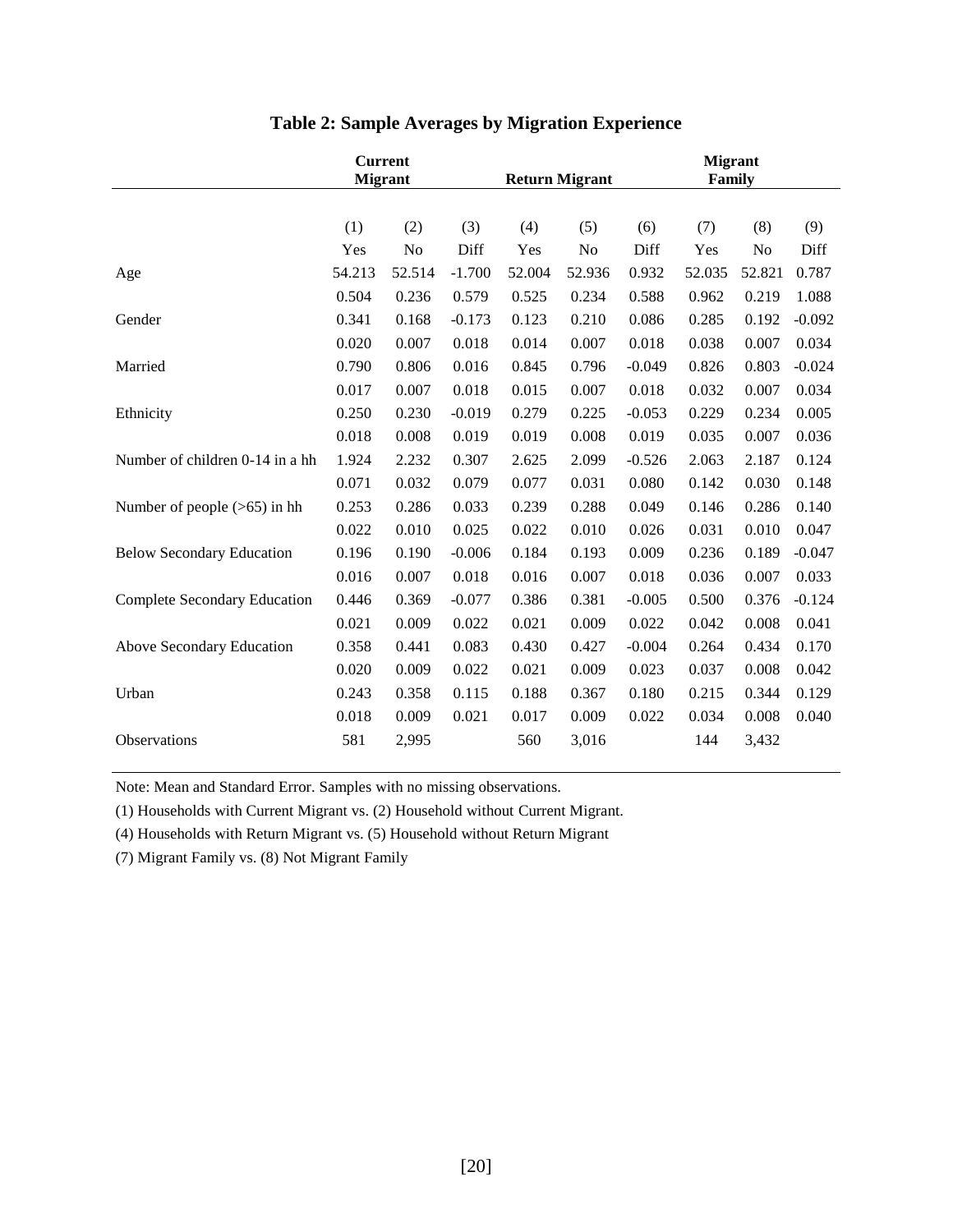## Table 2: Sample Averages by Migration Experience

| | Current Migrant | | | Return Migrant | | | Migrant Family | | |
|---|---|---|---|---|---|---|---|---|---|
| | (1) | (2) | (3) | (4) | (5) | (6) | (7) | (8) | (9) |
| | Yes | No | Diff | Yes | No | Diff | Yes | No | Diff |
| Age | 54.213 | 52.514 | -1.700 | 52.004 | 52.936 | 0.932 | 52.035 | 52.821 | 0.787 |
| | 0.504 | 0.236 | 0.579 | 0.525 | 0.234 | 0.588 | 0.962 | 0.219 | 1.088 |
| Gender | 0.341 | 0.168 | -0.173 | 0.123 | 0.210 | 0.086 | 0.285 | 0.192 | -0.092 |
| | 0.020 | 0.007 | 0.018 | 0.014 | 0.007 | 0.018 | 0.038 | 0.007 | 0.034 |
| Married | 0.790 | 0.806 | 0.016 | 0.845 | 0.796 | -0.049 | 0.826 | 0.803 | -0.024 |
| | 0.017 | 0.007 | 0.018 | 0.015 | 0.007 | 0.018 | 0.032 | 0.007 | 0.034 |
| Ethnicity | 0.250 | 0.230 | -0.019 | 0.279 | 0.225 | -0.053 | 0.229 | 0.234 | 0.005 |
| | 0.018 | 0.008 | 0.019 | 0.019 | 0.008 | 0.019 | 0.035 | 0.007 | 0.036 |
| Number of children 0-14 in a hh | 1.924 | 2.232 | 0.307 | 2.625 | 2.099 | -0.526 | 2.063 | 2.187 | 0.124 |
| | 0.071 | 0.032 | 0.079 | 0.077 | 0.031 | 0.080 | 0.142 | 0.030 | 0.148 |
| Number of people (>65) in hh | 0.253 | 0.286 | 0.033 | 0.239 | 0.288 | 0.049 | 0.146 | 0.286 | 0.140 |
| | 0.022 | 0.010 | 0.025 | 0.022 | 0.010 | 0.026 | 0.031 | 0.010 | 0.047 |
| Below Secondary Education | 0.196 | 0.190 | -0.006 | 0.184 | 0.193 | 0.009 | 0.236 | 0.189 | -0.047 |
| | 0.016 | 0.007 | 0.018 | 0.016 | 0.007 | 0.018 | 0.036 | 0.007 | 0.033 |
| Complete Secondary Education | 0.446 | 0.369 | -0.077 | 0.386 | 0.381 | -0.005 | 0.500 | 0.376 | -0.124 |
| | 0.021 | 0.009 | 0.022 | 0.021 | 0.009 | 0.022 | 0.042 | 0.008 | 0.041 |
| Above Secondary Education | 0.358 | 0.441 | 0.083 | 0.430 | 0.427 | -0.004 | 0.264 | 0.434 | 0.170 |
| | 0.020 | 0.009 | 0.022 | 0.021 | 0.009 | 0.023 | 0.037 | 0.008 | 0.042 |
| Urban | 0.243 | 0.358 | 0.115 | 0.188 | 0.367 | 0.180 | 0.215 | 0.344 | 0.129 |
| | 0.018 | 0.009 | 0.021 | 0.017 | 0.009 | 0.022 | 0.034 | 0.008 | 0.040 |
| Observations | 581 | 2,995 | | 560 | 3,016 | | 144 | 3,432 | |

Note: Mean and Standard Error. Samples with no missing observations.

(1) Households with Current Migrant vs. (2) Household without Current Migrant.

(4) Households with Return Migrant vs. (5) Household without Return Migrant

(7) Migrant Family vs. (8) Not Migrant Family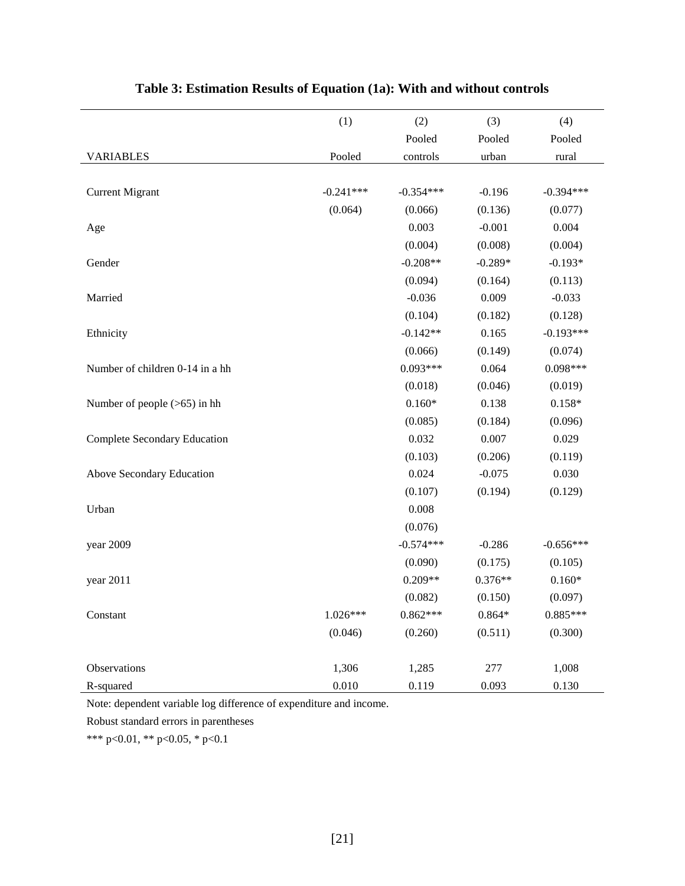**Table 3: Estimation Results of Equation (1a): With and without controls**

| VARIABLES | (1)<br>Pooled | (2)<br>Pooled controls | (3)<br>Pooled urban | (4)<br>Pooled rural |
|---|---|---|---|---|
| Current Migrant | -0.241*** | -0.354*** | -0.196 | -0.394*** |
| | (0.064) | (0.066) | (0.136) | (0.077) |
| Age | | 0.003 | -0.001 | 0.004 |
| | | (0.004) | (0.008) | (0.004) |
| Gender | | -0.208** | -0.289* | -0.193* |
| | | (0.094) | (0.164) | (0.113) |
| Married | | -0.036 | 0.009 | -0.033 |
| | | (0.104) | (0.182) | (0.128) |
| Ethnicity | | -0.142** | 0.165 | -0.193*** |
| | | (0.066) | (0.149) | (0.074) |
| Number of children 0-14 in a hh | | 0.093*** | 0.064 | 0.098*** |
| | | (0.018) | (0.046) | (0.019) |
| Number of people (>65) in hh | | 0.160* | 0.138 | 0.158* |
| | | (0.085) | (0.184) | (0.096) |
| Complete Secondary Education | | 0.032 | 0.007 | 0.029 |
| | | (0.103) | (0.206) | (0.119) |
| Above Secondary Education | | 0.024 | -0.075 | 0.030 |
| | | (0.107) | (0.194) | (0.129) |
| Urban | | 0.008 | | |
| | | (0.076) | | |
| year 2009 | | -0.574*** | -0.286 | -0.656*** |
| | | (0.090) | (0.175) | (0.105) |
| year 2011 | | 0.209** | 0.376** | 0.160* |
| | | (0.082) | (0.150) | (0.097) |
| Constant | 1.026*** | 0.862*** | 0.864* | 0.885*** |
| | (0.046) | (0.260) | (0.511) | (0.300) |
| Observations | 1,306 | 1,285 | 277 | 1,008 |
| R-squared | 0.010 | 0.119 | 0.093 | 0.130 |

Note: dependent variable log difference of expenditure and income.

Robust standard errors in parentheses

*** p<0.01, ** p<0.05, * p<0.1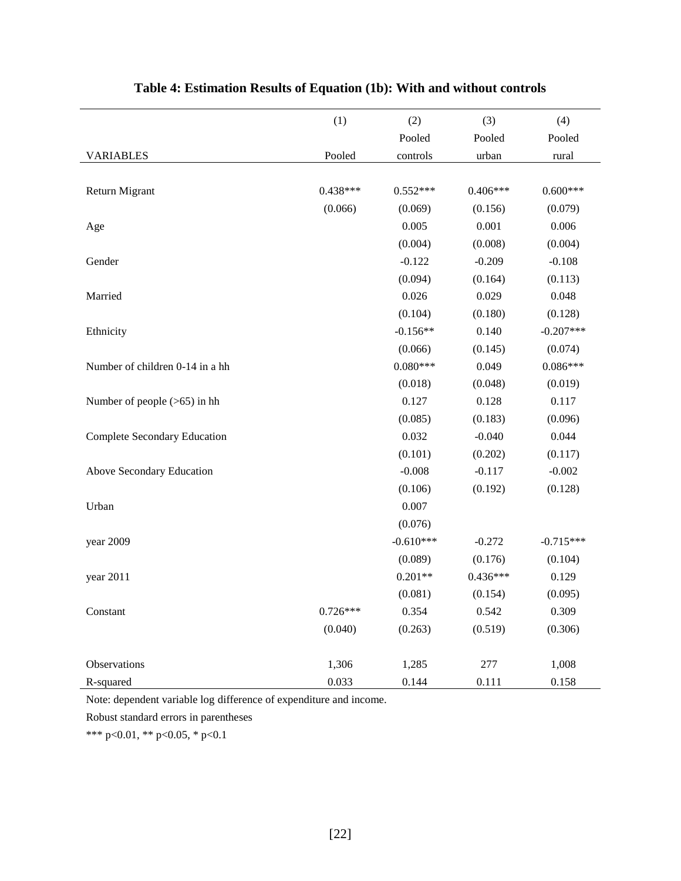**Table 4: Estimation Results of Equation (1b): With and without controls**

| VARIABLES | (1) Pooled | (2) Pooled controls | (3) Pooled urban | (4) Pooled rural |
|---|---|---|---|---|
| Return Migrant | 0.438*** | 0.552*** | 0.406*** | 0.600*** |
| | (0.066) | (0.069) | (0.156) | (0.079) |
| Age | | 0.005 | 0.001 | 0.006 |
| | | (0.004) | (0.008) | (0.004) |
| Gender | | -0.122 | -0.209 | -0.108 |
| | | (0.094) | (0.164) | (0.113) |
| Married | | 0.026 | 0.029 | 0.048 |
| | | (0.104) | (0.180) | (0.128) |
| Ethnicity | | -0.156** | 0.140 | -0.207*** |
| | | (0.066) | (0.145) | (0.074) |
| Number of children 0-14 in a hh | | 0.080*** | 0.049 | 0.086*** |
| | | (0.018) | (0.048) | (0.019) |
| Number of people (>65) in hh | | 0.127 | 0.128 | 0.117 |
| | | (0.085) | (0.183) | (0.096) |
| Complete Secondary Education | | 0.032 | -0.040 | 0.044 |
| | | (0.101) | (0.202) | (0.117) |
| Above Secondary Education | | -0.008 | -0.117 | -0.002 |
| | | (0.106) | (0.192) | (0.128) |
| Urban | | 0.007 | | |
| | | (0.076) | | |
| year 2009 | | -0.610*** | -0.272 | -0.715*** |
| | | (0.089) | (0.176) | (0.104) |
| year 2011 | | 0.201** | 0.436*** | 0.129 |
| | | (0.081) | (0.154) | (0.095) |
| Constant | 0.726*** | 0.354 | 0.542 | 0.309 |
| | (0.040) | (0.263) | (0.519) | (0.306) |
| Observations | 1,306 | 1,285 | 277 | 1,008 |
| R-squared | 0.033 | 0.144 | 0.111 | 0.158 |

Note: dependent variable log difference of expenditure and income.

Robust standard errors in parentheses

*** p<0.01, ** p<0.05, * p<0.1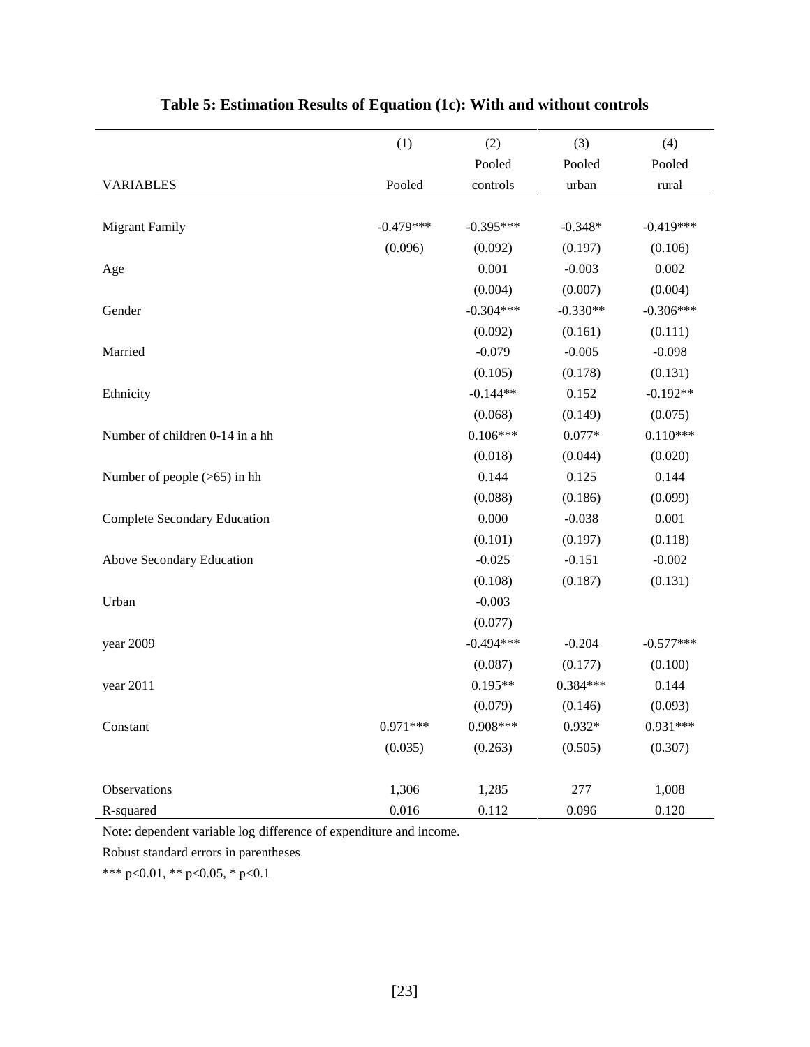**Table 5: Estimation Results of Equation (1c): With and without controls**

| VARIABLES | (1)<br>Pooled | (2)<br>Pooled<br>controls | (3)<br>Pooled<br>urban | (4)<br>Pooled<br>rural |
|---|---|---|---|---|
| Migrant Family | -0.479*** | -0.395*** | -0.348* | -0.419*** |
| | (0.096) | (0.092) | (0.197) | (0.106) |
| Age | | 0.001 | -0.003 | 0.002 |
| | | (0.004) | (0.007) | (0.004) |
| Gender | | -0.304*** | -0.330** | -0.306*** |
| | | (0.092) | (0.161) | (0.111) |
| Married | | -0.079 | -0.005 | -0.098 |
| | | (0.105) | (0.178) | (0.131) |
| Ethnicity | | -0.144** | 0.152 | -0.192** |
| | | (0.068) | (0.149) | (0.075) |
| Number of children 0-14 in a hh | | 0.106*** | 0.077* | 0.110*** |
| | | (0.018) | (0.044) | (0.020) |
| Number of people (>65) in hh | | 0.144 | 0.125 | 0.144 |
| | | (0.088) | (0.186) | (0.099) |
| Complete Secondary Education | | 0.000 | -0.038 | 0.001 |
| | | (0.101) | (0.197) | (0.118) |
| Above Secondary Education | | -0.025 | -0.151 | -0.002 |
| | | (0.108) | (0.187) | (0.131) |
| Urban | | -0.003 | | |
| | | (0.077) | | |
| year 2009 | | -0.494*** | -0.204 | -0.577*** |
| | | (0.087) | (0.177) | (0.100) |
| year 2011 | | 0.195** | 0.384*** | 0.144 |
| | | (0.079) | (0.146) | (0.093) |
| Constant | 0.971*** | 0.908*** | 0.932* | 0.931*** |
| | (0.035) | (0.263) | (0.505) | (0.307) |
| Observations | 1,306 | 1,285 | 277 | 1,008 |
| R-squared | 0.016 | 0.112 | 0.096 | 0.120 |

Note: dependent variable log difference of expenditure and income.

Robust standard errors in parentheses

*** p<0.01, ** p<0.05, * p<0.1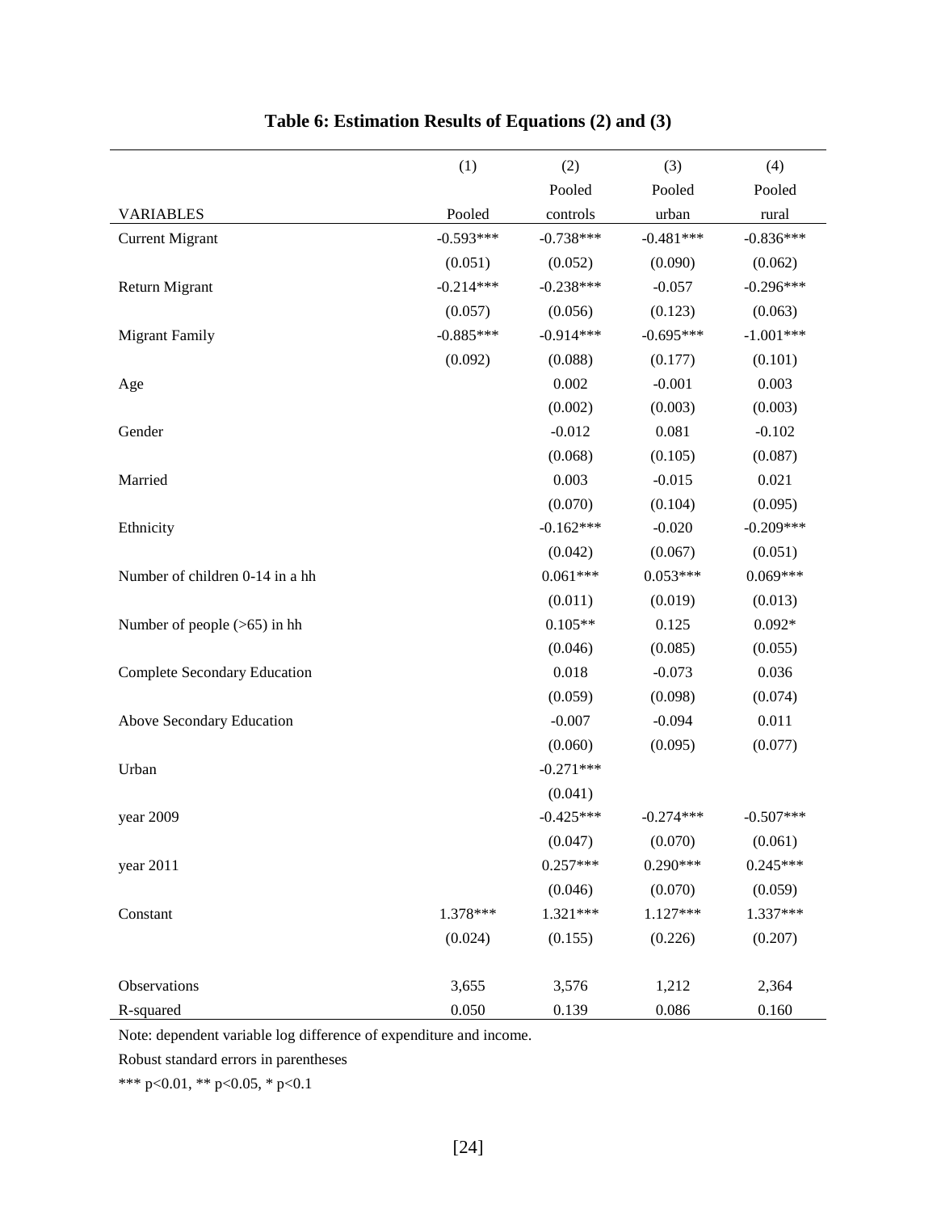**Table 6: Estimation Results of Equations (2) and (3)**

| | (1) | (2) | (3) | (4) |
|---|---|---|---|---|
| | | Pooled | Pooled | Pooled |
| VARIABLES | Pooled | controls | urban | rural |
| Current Migrant | -0.593*** | -0.738*** | -0.481*** | -0.836*** |
| | (0.051) | (0.052) | (0.090) | (0.062) |
| Return Migrant | -0.214*** | -0.238*** | -0.057 | -0.296*** |
| | (0.057) | (0.056) | (0.123) | (0.063) |
| Migrant Family | -0.885*** | -0.914*** | -0.695*** | -1.001*** |
| | (0.092) | (0.088) | (0.177) | (0.101) |
| Age | | 0.002 | -0.001 | 0.003 |
| | | (0.002) | (0.003) | (0.003) |
| Gender | | -0.012 | 0.081 | -0.102 |
| | | (0.068) | (0.105) | (0.087) |
| Married | | 0.003 | -0.015 | 0.021 |
| | | (0.070) | (0.104) | (0.095) |
| Ethnicity | | -0.162*** | -0.020 | -0.209*** |
| | | (0.042) | (0.067) | (0.051) |
| Number of children 0-14 in a hh | | 0.061*** | 0.053*** | 0.069*** |
| | | (0.011) | (0.019) | (0.013) |
| Number of people (>65) in hh | | 0.105** | 0.125 | 0.092* |
| | | (0.046) | (0.085) | (0.055) |
| Complete Secondary Education | | 0.018 | -0.073 | 0.036 |
| | | (0.059) | (0.098) | (0.074) |
| Above Secondary Education | | -0.007 | -0.094 | 0.011 |
| | | (0.060) | (0.095) | (0.077) |
| Urban | | -0.271*** | | |
| | | (0.041) | | |
| year 2009 | | -0.425*** | -0.274*** | -0.507*** |
| | | (0.047) | (0.070) | (0.061) |
| year 2011 | | 0.257*** | 0.290*** | 0.245*** |
| | | (0.046) | (0.070) | (0.059) |
| Constant | 1.378*** | 1.321*** | 1.127*** | 1.337*** |
| | (0.024) | (0.155) | (0.226) | (0.207) |
| Observations | 3,655 | 3,576 | 1,212 | 2,364 |
| R-squared | 0.050 | 0.139 | 0.086 | 0.160 |

Note: dependent variable log difference of expenditure and income.

Robust standard errors in parentheses

*** p<0.01, ** p<0.05, * p<0.1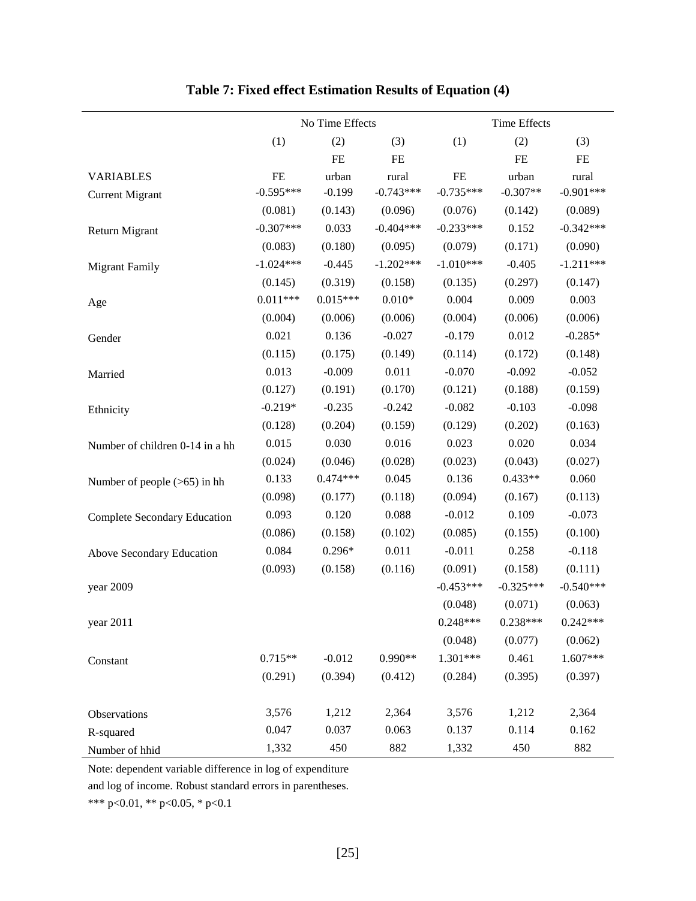**Table 7: Fixed effect Estimation Results of Equation (4)**

| | No Time Effects | | | Time Effects | | |
|---|---|---|---|---|---|---|
| | (1) | (2) | (3) | (1) | (2) | (3) |
| | | FE | FE | | FE | FE |
| VARIABLES | FE | urban | rural | FE | urban | rural |
| Current Migrant | -0.595*** | -0.199 | -0.743*** | -0.735*** | -0.307** | -0.901*** |
| | (0.081) | (0.143) | (0.096) | (0.076) | (0.142) | (0.089) |
| Return Migrant | -0.307*** | 0.033 | -0.404*** | -0.233*** | 0.152 | -0.342*** |
| | (0.083) | (0.180) | (0.095) | (0.079) | (0.171) | (0.090) |
| Migrant Family | -1.024*** | -0.445 | -1.202*** | -1.010*** | -0.405 | -1.211*** |
| | (0.145) | (0.319) | (0.158) | (0.135) | (0.297) | (0.147) |
| Age | 0.011*** | 0.015*** | 0.010* | 0.004 | 0.009 | 0.003 |
| | (0.004) | (0.006) | (0.006) | (0.004) | (0.006) | (0.006) |
| Gender | 0.021 | 0.136 | -0.027 | -0.179 | 0.012 | -0.285* |
| | (0.115) | (0.175) | (0.149) | (0.114) | (0.172) | (0.148) |
| Married | 0.013 | -0.009 | 0.011 | -0.070 | -0.092 | -0.052 |
| | (0.127) | (0.191) | (0.170) | (0.121) | (0.188) | (0.159) |
| Ethnicity | -0.219* | -0.235 | -0.242 | -0.082 | -0.103 | -0.098 |
| | (0.128) | (0.204) | (0.159) | (0.129) | (0.202) | (0.163) |
| Number of children 0-14 in a hh | 0.015 | 0.030 | 0.016 | 0.023 | 0.020 | 0.034 |
| | (0.024) | (0.046) | (0.028) | (0.023) | (0.043) | (0.027) |
| Number of people (>65) in hh | 0.133 | 0.474*** | 0.045 | 0.136 | 0.433** | 0.060 |
| | (0.098) | (0.177) | (0.118) | (0.094) | (0.167) | (0.113) |
| Complete Secondary Education | 0.093 | 0.120 | 0.088 | -0.012 | 0.109 | -0.073 |
| | (0.086) | (0.158) | (0.102) | (0.085) | (0.155) | (0.100) |
| Above Secondary Education | 0.084 | 0.296* | 0.011 | -0.011 | 0.258 | -0.118 |
| | (0.093) | (0.158) | (0.116) | (0.091) | (0.158) | (0.111) |
| year 2009 | | | | -0.453*** | -0.325*** | -0.540*** |
| | | | | (0.048) | (0.071) | (0.063) |
| year 2011 | | | | 0.248*** | 0.238*** | 0.242*** |
| | | | | (0.048) | (0.077) | (0.062) |
| Constant | 0.715** | -0.012 | 0.990** | 1.301*** | 0.461 | 1.607*** |
| | (0.291) | (0.394) | (0.412) | (0.284) | (0.395) | (0.397) |
| Observations | 3,576 | 1,212 | 2,364 | 3,576 | 1,212 | 2,364 |
| R-squared | 0.047 | 0.037 | 0.063 | 0.137 | 0.114 | 0.162 |
| Number of hhid | 1,332 | 450 | 882 | 1,332 | 450 | 882 |

Note: dependent variable difference in log of expenditure and log of income. Robust standard errors in parentheses.

*** p<0.01, ** p<0.05, * p<0.1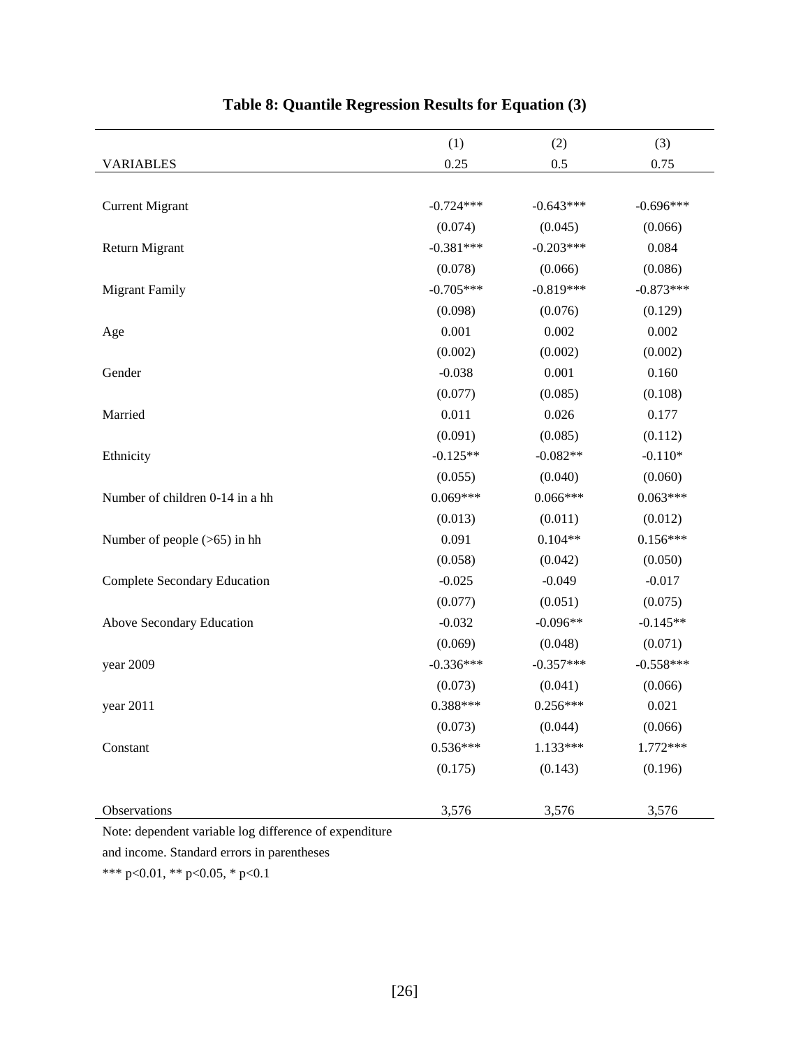**Table 8: Quantile Regression Results for Equation (3)**

| | (1) | (2) | (3) |
|---|---|---|---|
| VARIABLES | 0.25 | 0.5 | 0.75 |
| Current Migrant | -0.724*** | -0.643*** | -0.696*** |
| | (0.074) | (0.045) | (0.066) |
| Return Migrant | -0.381*** | -0.203*** | 0.084 |
| | (0.078) | (0.066) | (0.086) |
| Migrant Family | -0.705*** | -0.819*** | -0.873*** |
| | (0.098) | (0.076) | (0.129) |
| Age | 0.001 | 0.002 | 0.002 |
| | (0.002) | (0.002) | (0.002) |
| Gender | -0.038 | 0.001 | 0.160 |
| | (0.077) | (0.085) | (0.108) |
| Married | 0.011 | 0.026 | 0.177 |
| | (0.091) | (0.085) | (0.112) |
| Ethnicity | -0.125** | -0.082** | -0.110* |
| | (0.055) | (0.040) | (0.060) |
| Number of children 0-14 in a hh | 0.069*** | 0.066*** | 0.063*** |
| | (0.013) | (0.011) | (0.012) |
| Number of people (>65) in hh | 0.091 | 0.104** | 0.156*** |
| | (0.058) | (0.042) | (0.050) |
| Complete Secondary Education | -0.025 | -0.049 | -0.017 |
| | (0.077) | (0.051) | (0.075) |
| Above Secondary Education | -0.032 | -0.096** | -0.145** |
| | (0.069) | (0.048) | (0.071) |
| year 2009 | -0.336*** | -0.357*** | -0.558*** |
| | (0.073) | (0.041) | (0.066) |
| year 2011 | 0.388*** | 0.256*** | 0.021 |
| | (0.073) | (0.044) | (0.066) |
| Constant | 0.536*** | 1.133*** | 1.772*** |
| | (0.175) | (0.143) | (0.196) |
| Observations | 3,576 | 3,576 | 3,576 |

Note: dependent variable log difference of expenditure and income. Standard errors in parentheses

*** p<0.01, ** p<0.05, * p<0.1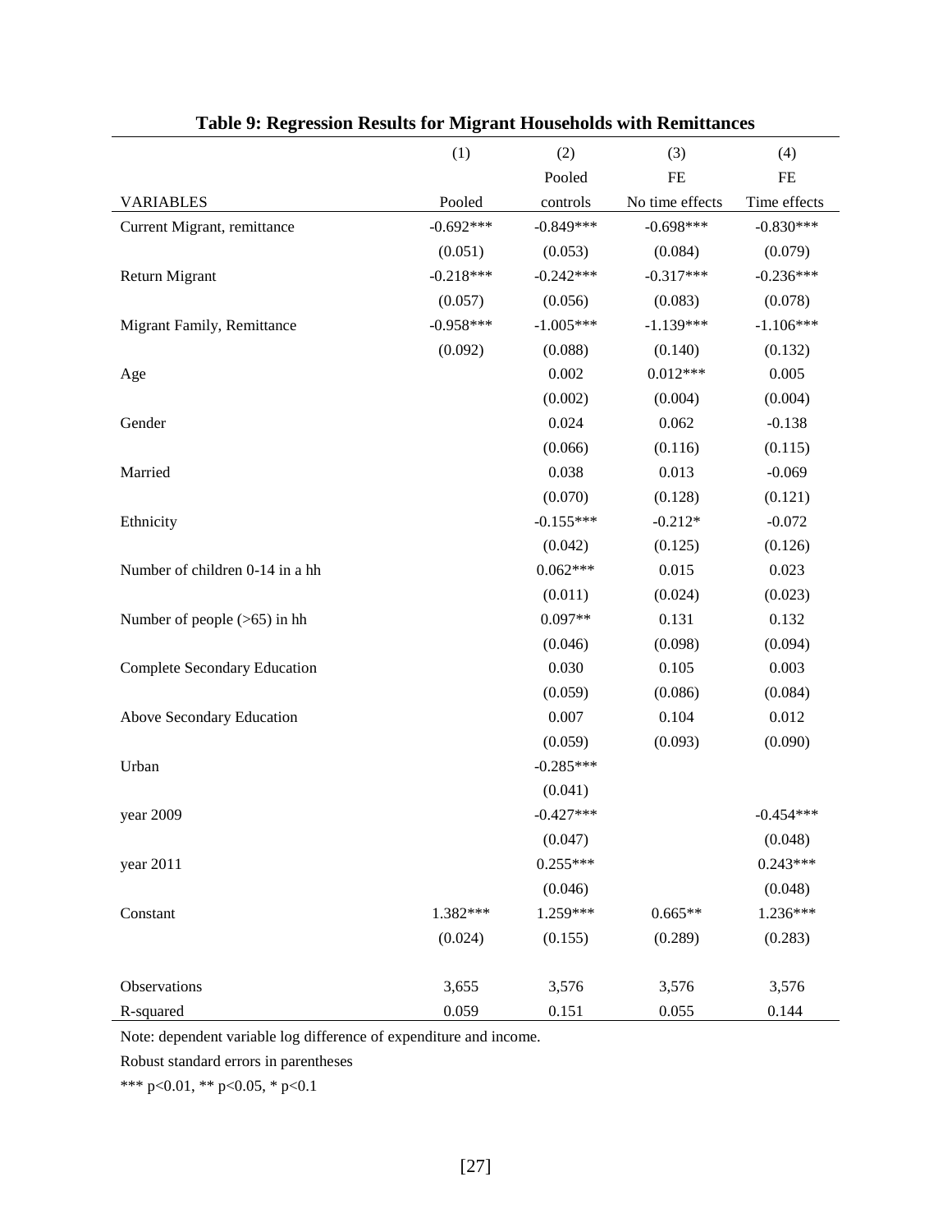**Table 9: Regression Results for Migrant Households with Remittances**

| | (1) | (2) | (3) | (4) |
|---|---|---|---|---|
| | | Pooled | FE | FE |
| VARIABLES | Pooled | controls | No time effects | Time effects |
| Current Migrant, remittance | -0.692*** | -0.849*** | -0.698*** | -0.830*** |
| | (0.051) | (0.053) | (0.084) | (0.079) |
| Return Migrant | -0.218*** | -0.242*** | -0.317*** | -0.236*** |
| | (0.057) | (0.056) | (0.083) | (0.078) |
| Migrant Family, Remittance | -0.958*** | -1.005*** | -1.139*** | -1.106*** |
| | (0.092) | (0.088) | (0.140) | (0.132) |
| Age | | 0.002 | 0.012*** | 0.005 |
| | | (0.002) | (0.004) | (0.004) |
| Gender | | 0.024 | 0.062 | -0.138 |
| | | (0.066) | (0.116) | (0.115) |
| Married | | 0.038 | 0.013 | -0.069 |
| | | (0.070) | (0.128) | (0.121) |
| Ethnicity | | -0.155*** | -0.212* | -0.072 |
| | | (0.042) | (0.125) | (0.126) |
| Number of children 0-14 in a hh | | 0.062*** | 0.015 | 0.023 |
| | | (0.011) | (0.024) | (0.023) |
| Number of people (>65) in hh | | 0.097** | 0.131 | 0.132 |
| | | (0.046) | (0.098) | (0.094) |
| Complete Secondary Education | | 0.030 | 0.105 | 0.003 |
| | | (0.059) | (0.086) | (0.084) |
| Above Secondary Education | | 0.007 | 0.104 | 0.012 |
| | | (0.059) | (0.093) | (0.090) |
| Urban | | -0.285*** | | |
| | | (0.041) | | |
| year 2009 | | -0.427*** | | -0.454*** |
| | | (0.047) | | (0.048) |
| year 2011 | | 0.255*** | | 0.243*** |
| | | (0.046) | | (0.048) |
| Constant | 1.382*** | 1.259*** | 0.665** | 1.236*** |
| | (0.024) | (0.155) | (0.289) | (0.283) |
| Observations | 3,655 | 3,576 | 3,576 | 3,576 |
| R-squared | 0.059 | 0.151 | 0.055 | 0.144 |

Note: dependent variable log difference of expenditure and income.

Robust standard errors in parentheses

*** p<0.01, ** p<0.05, * p<0.1